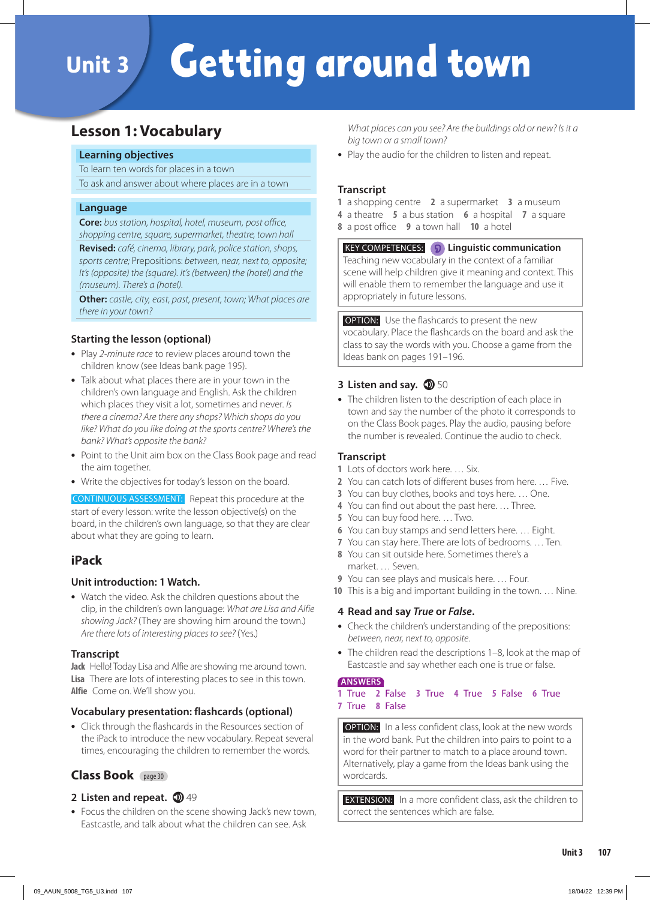# Unit 3 Getting around town

## Lesson 1: Vocabulary

**Learning objectives**

To learn ten words for places in a town

To ask and answer about where places are in a town

**Language**

**Core:** *bus station, hospital, hotel, museum, post office, shopping centre, square, supermarket, theatre, town hall*

**Revised:** *café, cinema, library, park, police station, shops, sports centre;* Prepositions: *between, near, next to, opposite; It's (opposite) the (square). It's (between) the (hotel) and the (museum). There's a (hotel).*

**Other:** *castle, city, east, past, present, town; What places are there in your town?*

### Starting the lesson (optional)

- Play *2-minute race* to review places around town the children know (see Ideas bank page 195).
- Talk about what places there are in your town in the children's own language and English. Ask the children which places they visit a lot, sometimes and never. *Is there a cinema? Are there any shops? Which shops do you like? What do you like doing at the sports centre? Where's the bank? What's opposite the bank?*
- Point to the Unit aim box on the Class Book page and read the aim together.
- Write the objectives for today's lesson on the board.

CONTINUOUS ASSESSMENT: Repeat this procedure at the start of every lesson: write the lesson objective(s) on the board, in the children's own language, so that they are clear about what they are going to learn.

## iPack

### Unit introduction: 1 Watch.

- Watch the video. Ask the children questions about the clip, in the children's own language: *What are Lisa and Alfie showing Jack?* (They are showing him around the town.) *Are there lots of interesting places to see?* (Yes.)

### Transcript

**Jack** Hello! Today Lisa and Alfie are showing me around town.
**Lisa** There are lots of interesting places to see in this town.
**Alfie** Come on. We'll show you.

### Vocabulary presentation: flashcards (optional)

- Click through the flashcards in the Resources section of the iPack to introduce the new vocabulary. Repeat several times, encouraging the children to remember the words.

## Class Book page 30

### 2 Listen and repeat. 49

- Focus the children on the scene showing Jack's new town, Eastcastle, and talk about what the children can see. Ask *What places can you see? Are the buildings old or new? Is it a big town or a small town?*
- Play the audio for the children to listen and repeat.

### Transcript

**1** a shopping centre **2** a supermarket **3** a museum
**4** a theatre **5** a bus station **6** a hospital **7** a square
**8** a post office **9** a town hall **10** a hotel

KEY COMPETENCES: **Linguistic communication**
Teaching new vocabulary in the context of a familiar scene will help children give it meaning and context. This will enable them to remember the language and use it appropriately in future lessons.

OPTION: Use the flashcards to present the new vocabulary. Place the flashcards on the board and ask the class to say the words with you. Choose a game from the Ideas bank on pages 191–196.

### 3 Listen and say. 50

- The children listen to the description of each place in town and say the number of the photo it corresponds to on the Class Book pages. Play the audio, pausing before the number is revealed. Continue the audio to check.

### Transcript

1. Lots of doctors work here. … Six.
2. You can catch lots of different buses from here. … Five.
3. You can buy clothes, books and toys here. … One.
4. You can find out about the past here. … Three.
5. You can buy food here. … Two.
6. You can buy stamps and send letters here. … Eight.
7. You can stay here. There are lots of bedrooms. … Ten.
8. You can sit outside here. Sometimes there's a market. … Seven.
9. You can see plays and musicals here. … Four.
10. This is a big and important building in the town. … Nine.

### 4 Read and say *True* or *False*.

- Check the children's understanding of the prepositions: *between, near, next to, opposite*.
- The children read the descriptions 1–8, look at the map of Eastcastle and say whether each one is true or false.

**ANSWERS**
1 True 2 False 3 True 4 True 5 False 6 True
7 True 8 False

OPTION: In a less confident class, look at the new words in the word bank. Put the children into pairs to point to a word for their partner to match to a place around town. Alternatively, play a game from the Ideas bank using the wordcards.

EXTENSION: In a more confident class, ask the children to correct the sentences which are false.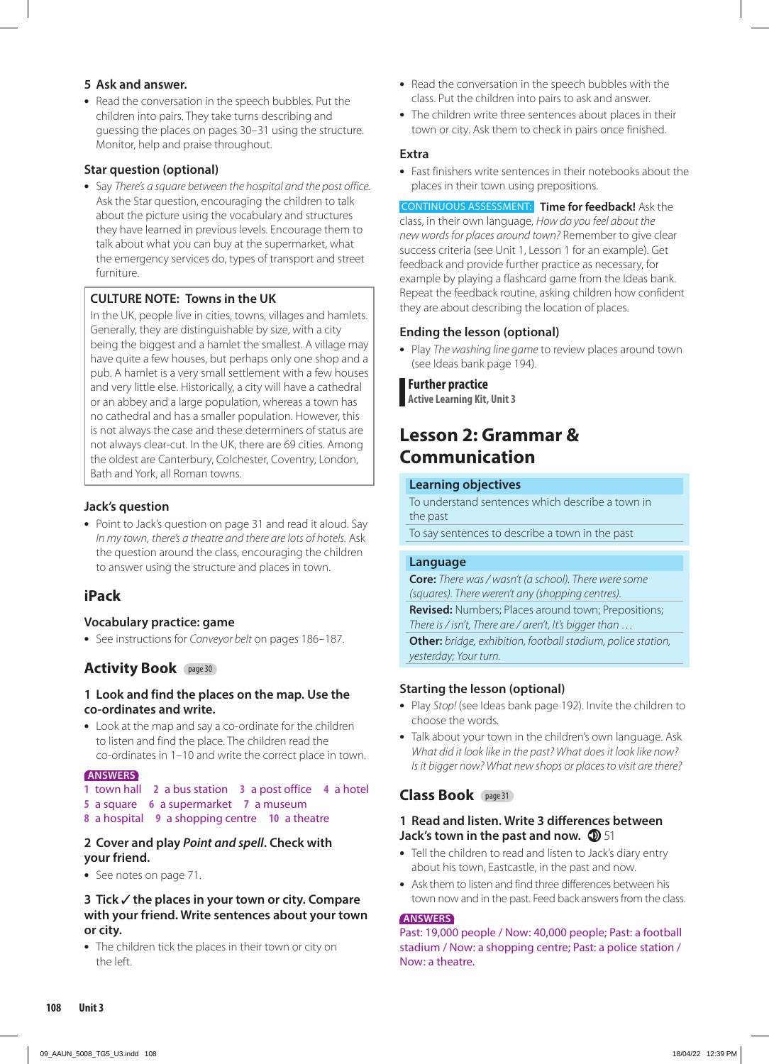## 5 Ask and answer.

- Read the conversation in the speech bubbles. Put the children into pairs. They take turns describing and guessing the places on pages 30–31 using the structure. Monitor, help and praise throughout.

### Star question (optional)

- Say *There's a square between the hospital and the post office.* Ask the Star question, encouraging the children to talk about the picture using the vocabulary and structures they have learned in previous levels. Encourage them to talk about what you can buy at the supermarket, what the emergency services do, types of transport and street furniture.

> **CULTURE NOTE: Towns in the UK**
>
> In the UK, people live in cities, towns, villages and hamlets. Generally, they are distinguishable by size, with a city being the biggest and a hamlet the smallest. A village may have quite a few houses, but perhaps only one shop and a pub. A hamlet is a very small settlement with a few houses and very little else. Historically, a city will have a cathedral or an abbey and a large population, whereas a town has no cathedral and has a smaller population. However, this is not always the case and these determiners of status are not always clear-cut. In the UK, there are 69 cities. Among the oldest are Canterbury, Colchester, Coventry, London, Bath and York, all Roman towns.

### Jack's question

- Point to Jack's question on page 31 and read it aloud. Say *In my town, there's a theatre and there are lots of hotels.* Ask the question around the class, encouraging the children to answer using the structure and places in town.

## iPack

### Vocabulary practice: game

- See instructions for *Conveyor belt* on pages 186–187.

## Activity Book page 30

### 1 Look and find the places on the map. Use the co-ordinates and write.

- Look at the map and say a co-ordinate for the children to listen and find the place. The children read the co-ordinates in 1–10 and write the correct place in town.

**ANSWERS**
1 town hall 2 a bus station 3 a post office 4 a hotel
5 a square 6 a supermarket 7 a museum
8 a hospital 9 a shopping centre 10 a theatre

### 2 Cover and play *Point and spell*. Check with your friend.

- See notes on page 71.

### 3 Tick ✓ the places in your town or city. Compare with your friend. Write sentences about your town or city.

- The children tick the places in their town or city on the left.
- Read the conversation in the speech bubbles with the class. Put the children into pairs to ask and answer.
- The children write three sentences about places in their town or city. Ask them to check in pairs once finished.

### Extra

- Fast finishers write sentences in their notebooks about the places in their town using prepositions.

CONTINUOUS ASSESSMENT: **Time for feedback!** Ask the class, in their own language, *How do you feel about the new words for places around town?* Remember to give clear success criteria (see Unit 1, Lesson 1 for an example). Get feedback and provide further practice as necessary, for example by playing a flashcard game from the Ideas bank. Repeat the feedback routine, asking children how confident they are about describing the location of places.

### Ending the lesson (optional)

- Play *The washing line game* to review places around town (see Ideas bank page 194).

**Further practice**
Active Learning Kit, Unit 3

# Lesson 2: Grammar & Communication

**Learning objectives**

To understand sentences which describe a town in the past

To say sentences to describe a town in the past

**Language**

**Core:** *There was / wasn't (a school). There were some (squares). There weren't any (shopping centres).*

**Revised:** Numbers; Places around town; Prepositions; *There is / isn't, There are / aren't, It's bigger than …*

**Other:** *bridge, exhibition, football stadium, police station, yesterday; Your turn.*

### Starting the lesson (optional)

- Play *Stop!* (see Ideas bank page 192). Invite the children to choose the words.
- Talk about your town in the children's own language. Ask *What did it look like in the past? What does it look like now? Is it bigger now? What new shops or places to visit are there?*

## Class Book page 31

### 1 Read and listen. Write 3 differences between Jack's town in the past and now. 🔊 51

- Tell the children to read and listen to Jack's diary entry about his town, Eastcastle, in the past and now.
- Ask them to listen and find three differences between his town now and in the past. Feed back answers from the class.

**ANSWERS**
Past: 19,000 people / Now: 40,000 people; Past: a football stadium / Now: a shopping centre; Past: a police station / Now: a theatre.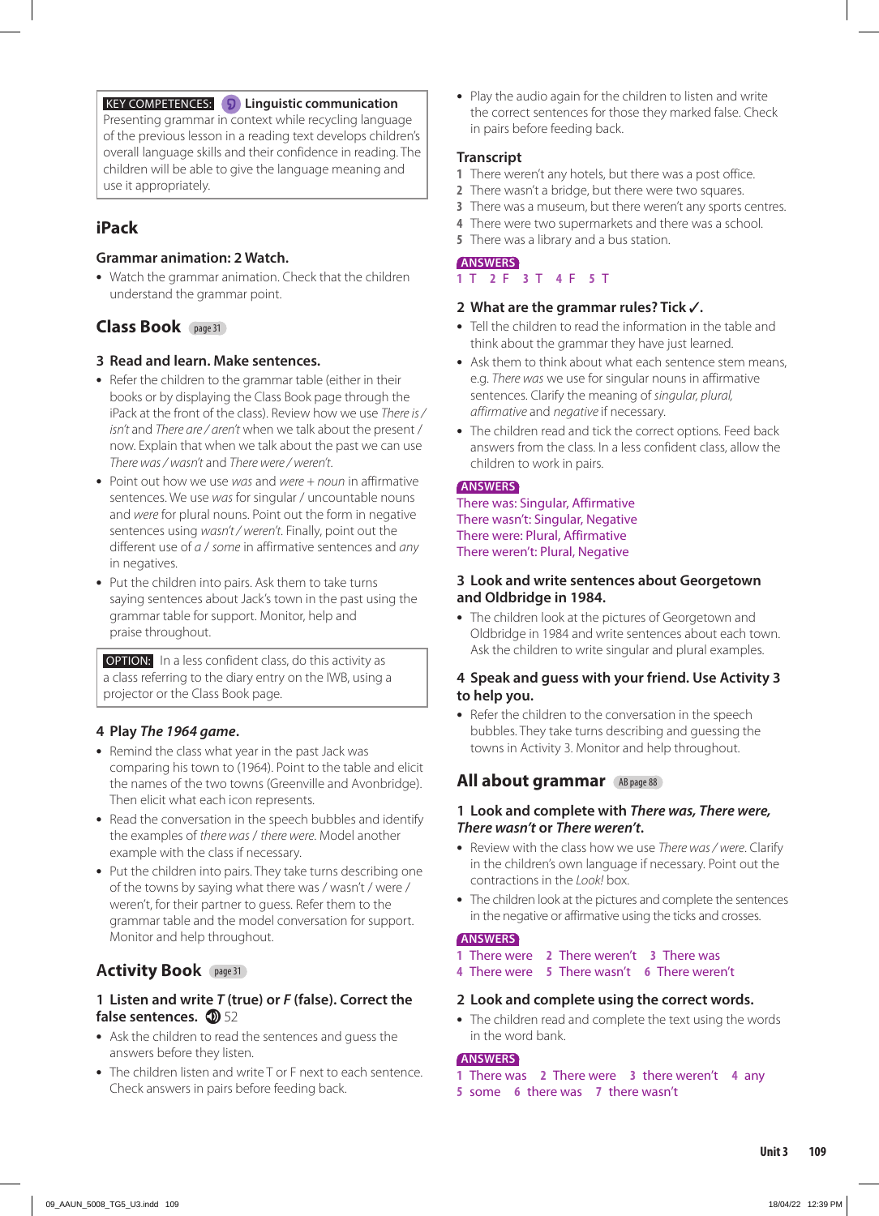**KEY COMPETENCES:** **Linguistic communication**
Presenting grammar in context while recycling language of the previous lesson in a reading text develops children's overall language skills and their confidence in reading. The children will be able to give the language meaning and use it appropriately.

## iPack

### Grammar animation: 2 Watch.

- Watch the grammar animation. Check that the children understand the grammar point.

## Class Book page 31

### 3 Read and learn. Make sentences.

- Refer the children to the grammar table (either in their books or by displaying the Class Book page through the iPack at the front of the class). Review how we use *There is / isn't* and *There are / aren't* when we talk about the present / now. Explain that when we talk about the past we can use *There was / wasn't* and *There were / weren't*.
- Point out how we use *was* and *were* + *noun* in affirmative sentences. We use *was* for singular / uncountable nouns and *were* for plural nouns. Point out the form in negative sentences using *wasn't / weren't*. Finally, point out the different use of *a* / *some* in affirmative sentences and *any* in negatives.
- Put the children into pairs. Ask them to take turns saying sentences about Jack's town in the past using the grammar table for support. Monitor, help and praise throughout.

**OPTION:** In a less confident class, do this activity as a class referring to the diary entry on the IWB, using a projector or the Class Book page.

### 4 Play *The 1964 game*.

- Remind the class what year in the past Jack was comparing his town to (1964). Point to the table and elicit the names of the two towns (Greenville and Avonbridge). Then elicit what each icon represents.
- Read the conversation in the speech bubbles and identify the examples of *there was* / *there were*. Model another example with the class if necessary.
- Put the children into pairs. They take turns describing one of the towns by saying what there was / wasn't / were / weren't, for their partner to guess. Refer them to the grammar table and the model conversation for support. Monitor and help throughout.

## Activity Book page 31

### 1 Listen and write *T* (true) or *F* (false). Correct the false sentences. 52

- Ask the children to read the sentences and guess the answers before they listen.
- The children listen and write T or F next to each sentence. Check answers in pairs before feeding back.
- Play the audio again for the children to listen and write the correct sentences for those they marked false. Check in pairs before feeding back.

### Transcript

1 There weren't any hotels, but there was a post office.
2 There wasn't a bridge, but there were two squares.
3 There was a museum, but there weren't any sports centres.
4 There were two supermarkets and there was a school.
5 There was a library and a bus station.

**ANSWERS**
1 T 2 F 3 T 4 F 5 T

### 2 What are the grammar rules? Tick ✓.

- Tell the children to read the information in the table and think about the grammar they have just learned.
- Ask them to think about what each sentence stem means, e.g. *There was* we use for singular nouns in affirmative sentences. Clarify the meaning of *singular, plural, affirmative* and *negative* if necessary.
- The children read and tick the correct options. Feed back answers from the class. In a less confident class, allow the children to work in pairs.

**ANSWERS**
There was: Singular, Affirmative
There wasn't: Singular, Negative
There were: Plural, Affirmative
There weren't: Plural, Negative

### 3 Look and write sentences about Georgetown and Oldbridge in 1984.

- The children look at the pictures of Georgetown and Oldbridge in 1984 and write sentences about each town. Ask the children to write singular and plural examples.

### 4 Speak and guess with your friend. Use Activity 3 to help you.

- Refer the children to the conversation in the speech bubbles. They take turns describing and guessing the towns in Activity 3. Monitor and help throughout.

## All about grammar AB page 88

### 1 Look and complete with *There was, There were, There wasn't* or *There weren't*.

- Review with the class how we use *There was / were*. Clarify in the children's own language if necessary. Point out the contractions in the *Look!* box.
- The children look at the pictures and complete the sentences in the negative or affirmative using the ticks and crosses.

**ANSWERS**
1 There were 2 There weren't 3 There was
4 There were 5 There wasn't 6 There weren't

### 2 Look and complete using the correct words.

- The children read and complete the text using the words in the word bank.

**ANSWERS**
1 There was 2 There were 3 there weren't 4 any
5 some 6 there was 7 there wasn't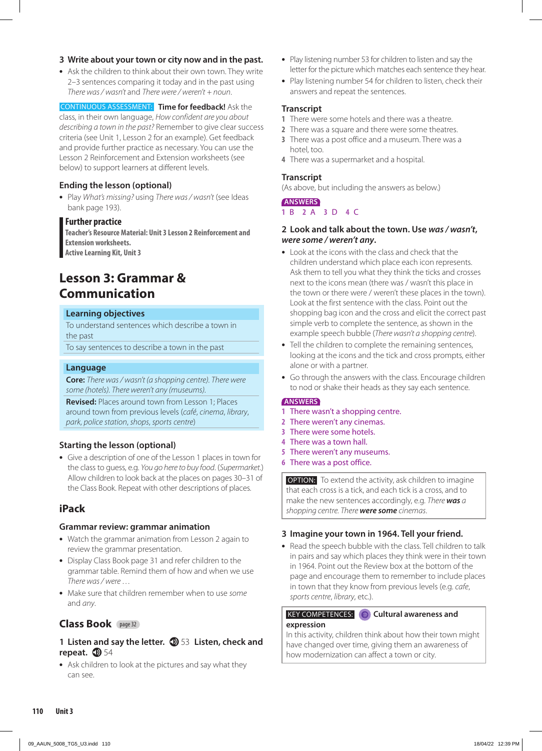### 3 Write about your town or city now and in the past.

- Ask the children to think about their own town. They write 2–3 sentences comparing it today and in the past using *There was / wasn't* and *There were / weren't* + *noun*.

CONTINUOUS ASSESSMENT: **Time for feedback!** Ask the class, in their own language, *How confident are you about describing a town in the past?* Remember to give clear success criteria (see Unit 1, Lesson 2 for an example). Get feedback and provide further practice as necessary. You can use the Lesson 2 Reinforcement and Extension worksheets (see below) to support learners at different levels.

### Ending the lesson (optional)

- Play *What's missing?* using *There was / wasn't* (see Ideas bank page 193).

**Further practice**
**Teacher's Resource Material: Unit 3 Lesson 2 Reinforcement and Extension worksheets.**
**Active Learning Kit, Unit 3**

## Lesson 3: Grammar & Communication

**Learning objectives**

To understand sentences which describe a town in the past

To say sentences to describe a town in the past

**Language**

**Core:** *There was / wasn't (a shopping centre). There were some (hotels). There weren't any (museums).*

**Revised:** Places around town from Lesson 1; Places around town from previous levels (*café, cinema, library, park, police station, shops, sports centre*)

### Starting the lesson (optional)

- Give a description of one of the Lesson 1 places in town for the class to guess, e.g. *You go here to buy food.* (*Supermarket.*) Allow children to look back at the places on pages 30–31 of the Class Book. Repeat with other descriptions of places.

## iPack

### Grammar review: grammar animation

- Watch the grammar animation from Lesson 2 again to review the grammar presentation.
- Display Class Book page 31 and refer children to the grammar table. Remind them of how and when we use *There was / were …*
- Make sure that children remember when to use *some* and *any*.

## Class Book page 32

### 1 Listen and say the letter. 53 Listen, check and repeat. 54

- Ask children to look at the pictures and say what they can see.
- Play listening number 53 for children to listen and say the letter for the picture which matches each sentence they hear.
- Play listening number 54 for children to listen, check their answers and repeat the sentences.

### Transcript

1 There were some hotels and there was a theatre.
2 There was a square and there were some theatres.
3 There was a post office and a museum. There was a hotel, too.
4 There was a supermarket and a hospital.

### Transcript

(As above, but including the answers as below.)

ANSWERS
1 B 2 A 3 D 4 C

### 2 Look and talk about the town. Use *was / wasn't*, *were some / weren't any*.

- Look at the icons with the class and check that the children understand which place each icon represents. Ask them to tell you what they think the ticks and crosses next to the icons mean (there was / wasn't this place in the town or there were / weren't these places in the town). Look at the first sentence with the class. Point out the shopping bag icon and the cross and elicit the correct past simple verb to complete the sentence, as shown in the example speech bubble (*There wasn't a shopping centre*).
- Tell the children to complete the remaining sentences, looking at the icons and the tick and cross prompts, either alone or with a partner.
- Go through the answers with the class. Encourage children to nod or shake their heads as they say each sentence.

ANSWERS
1 There wasn't a shopping centre.
2 There weren't any cinemas.
3 There were some hotels.
4 There was a town hall.
5 There weren't any museums.
6 There was a post office.

OPTION: To extend the activity, ask children to imagine that each cross is a tick, and each tick is a cross, and to make the new sentences accordingly, e.g. *There* ***was*** *a shopping centre. There* ***were some*** *cinemas.*

### 3 Imagine your town in 1964. Tell your friend.

- Read the speech bubble with the class. Tell children to talk in pairs and say which places they think were in their town in 1964. Point out the Review box at the bottom of the page and encourage them to remember to include places in town that they know from previous levels (e.g. *cafe, sports centre, library*, etc.).

KEY COMPETENCES: **Cultural awareness and expression**
In this activity, children think about how their town might have changed over time, giving them an awareness of how modernization can affect a town or city.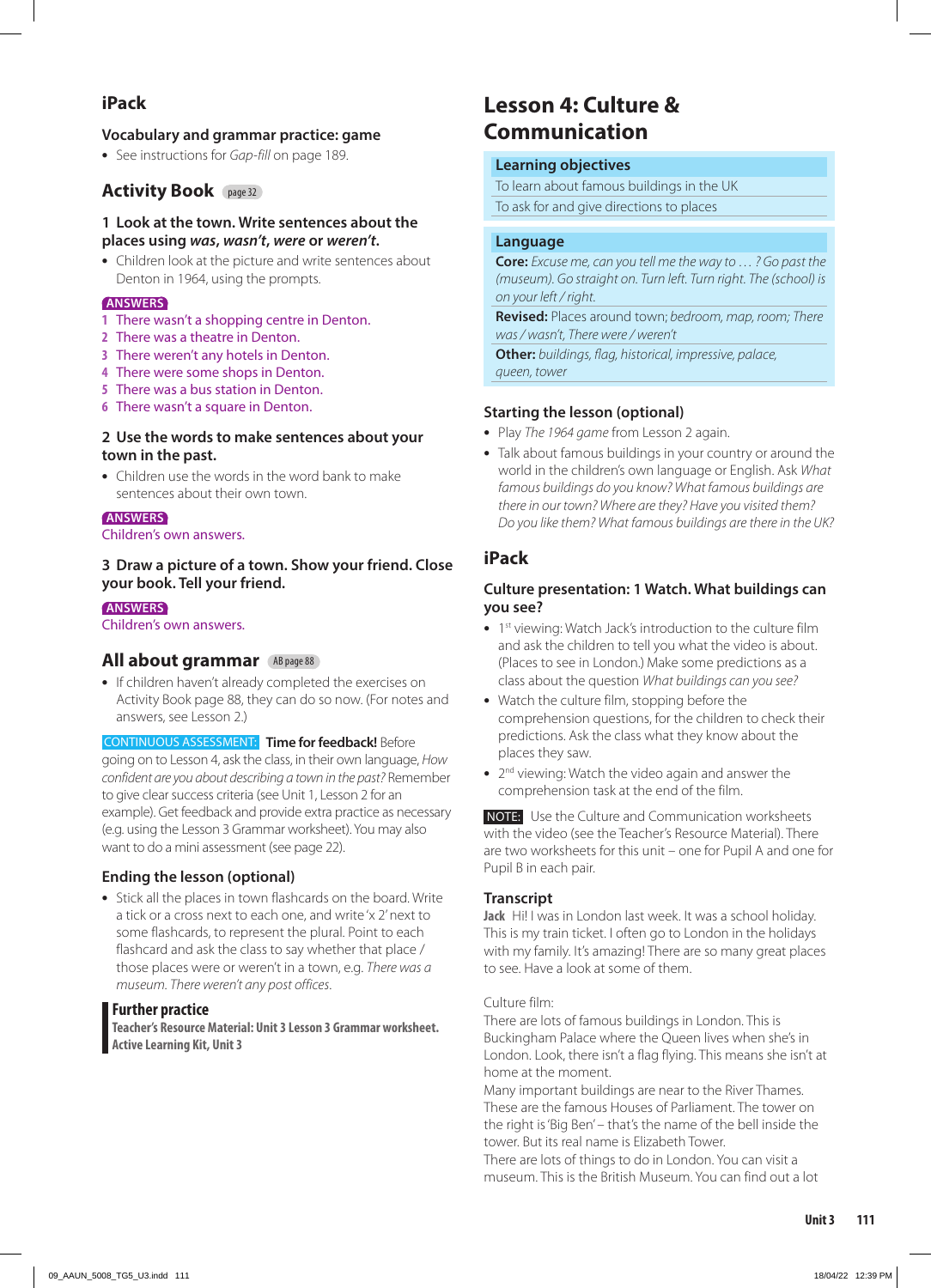## iPack

### Vocabulary and grammar practice: game

- See instructions for *Gap-fill* on page 189.

## Activity Book page 32

### 1 Look at the town. Write sentences about the places using *was*, *wasn't*, *were* or *weren't*.

- Children look at the picture and write sentences about Denton in 1964, using the prompts.

**ANSWERS**

1 There wasn't a shopping centre in Denton.
2 There was a theatre in Denton.
3 There weren't any hotels in Denton.
4 There were some shops in Denton.
5 There was a bus station in Denton.
6 There wasn't a square in Denton.

### 2 Use the words to make sentences about your town in the past.

- Children use the words in the word bank to make sentences about their own town.

**ANSWERS**

Children's own answers.

### 3 Draw a picture of a town. Show your friend. Close your book. Tell your friend.

**ANSWERS**

Children's own answers.

## All about grammar AB page 88

- If children haven't already completed the exercises on Activity Book page 88, they can do so now. (For notes and answers, see Lesson 2.)

CONTINUOUS ASSESSMENT: **Time for feedback!** Before going on to Lesson 4, ask the class, in their own language, *How confident are you about describing a town in the past?* Remember to give clear success criteria (see Unit 1, Lesson 2 for an example). Get feedback and provide extra practice as necessary (e.g. using the Lesson 3 Grammar worksheet). You may also want to do a mini assessment (see page 22).

### Ending the lesson (optional)

- Stick all the places in town flashcards on the board. Write a tick or a cross next to each one, and write 'x 2' next to some flashcards, to represent the plural. Point to each flashcard and ask the class to say whether that place / those places were or weren't in a town, e.g. *There was a museum. There weren't any post offices.*

**Further practice**
**Teacher's Resource Material: Unit 3 Lesson 3 Grammar worksheet.**
**Active Learning Kit, Unit 3**

# Lesson 4: Culture & Communication

**Learning objectives**

To learn about famous buildings in the UK
To ask for and give directions to places

**Language**

**Core:** *Excuse me, can you tell me the way to … ? Go past the (museum). Go straight on. Turn left. Turn right. The (school) is on your left / right.*

**Revised:** Places around town; *bedroom, map, room; There was / wasn't, There were / weren't*

**Other:** *buildings, flag, historical, impressive, palace, queen, tower*

### Starting the lesson (optional)

- Play *The 1964 game* from Lesson 2 again.
- Talk about famous buildings in your country or around the world in the children's own language or English. Ask *What famous buildings do you know? What famous buildings are there in our town? Where are they? Have you visited them? Do you like them? What famous buildings are there in the UK?*

## iPack

### Culture presentation: 1 Watch. What buildings can you see?

- 1st viewing: Watch Jack's introduction to the culture film and ask the children to tell you what the video is about. (Places to see in London.) Make some predictions as a class about the question *What buildings can you see?*
- Watch the culture film, stopping before the comprehension questions, for the children to check their predictions. Ask the class what they know about the places they saw.
- 2nd viewing: Watch the video again and answer the comprehension task at the end of the film.

NOTE: Use the Culture and Communication worksheets with the video (see the Teacher's Resource Material). There are two worksheets for this unit – one for Pupil A and one for Pupil B in each pair.

### Transcript

**Jack** Hi! I was in London last week. It was a school holiday. This is my train ticket. I often go to London in the holidays with my family. It's amazing! There are so many great places to see. Have a look at some of them.

Culture film:
There are lots of famous buildings in London. This is Buckingham Palace where the Queen lives when she's in London. Look, there isn't a flag flying. This means she isn't at home at the moment.
Many important buildings are near to the River Thames. These are the famous Houses of Parliament. The tower on the right is 'Big Ben' – that's the name of the bell inside the tower. But its real name is Elizabeth Tower.
There are lots of things to do in London. You can visit a museum. This is the British Museum. You can find out a lot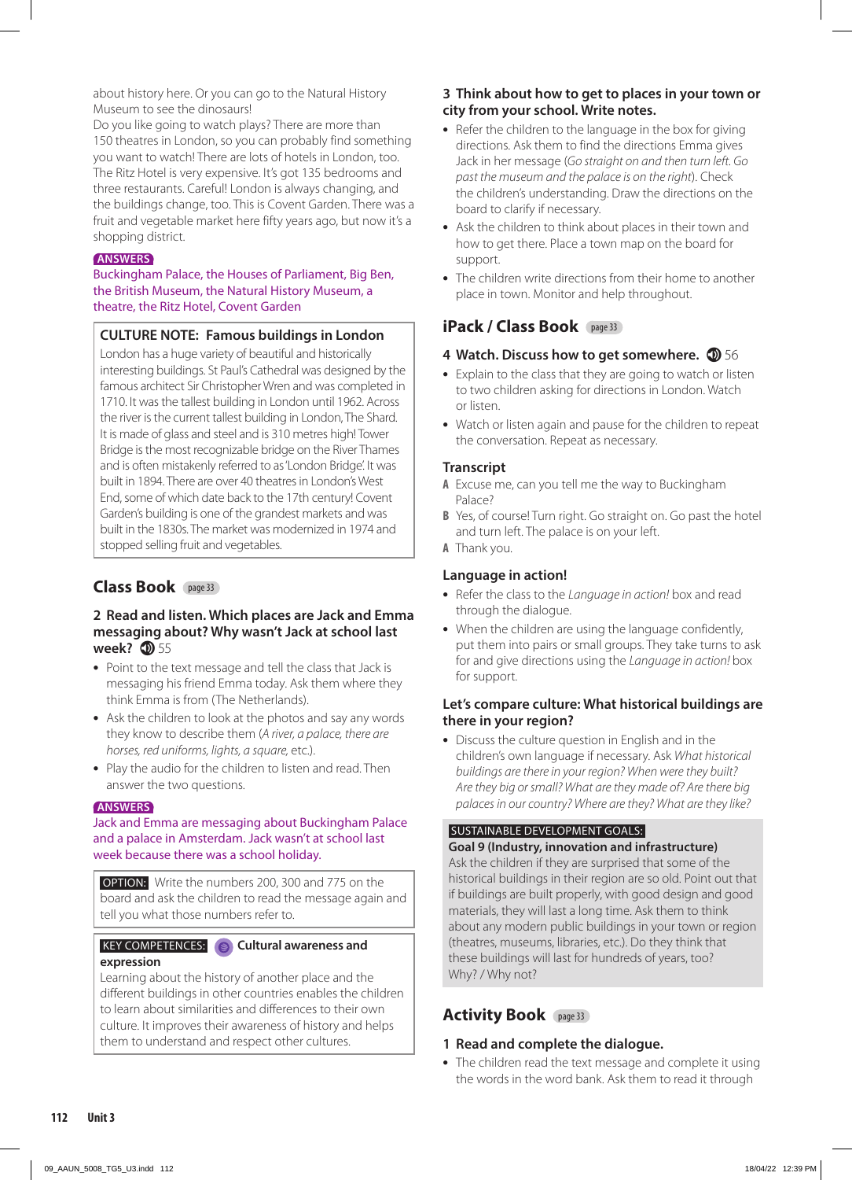about history here. Or you can go to the Natural History Museum to see the dinosaurs!
Do you like going to watch plays? There are more than 150 theatres in London, so you can probably find something you want to watch! There are lots of hotels in London, too. The Ritz Hotel is very expensive. It's got 135 bedrooms and three restaurants. Careful! London is always changing, and the buildings change, too. This is Covent Garden. There was a fruit and vegetable market here fifty years ago, but now it's a shopping district.

**ANSWERS**
Buckingham Palace, the Houses of Parliament, Big Ben, the British Museum, the Natural History Museum, a theatre, the Ritz Hotel, Covent Garden

**CULTURE NOTE: Famous buildings in London**
London has a huge variety of beautiful and historically interesting buildings. St Paul's Cathedral was designed by the famous architect Sir Christopher Wren and was completed in 1710. It was the tallest building in London until 1962. Across the river is the current tallest building in London, The Shard. It is made of glass and steel and is 310 metres high! Tower Bridge is the most recognizable bridge on the River Thames and is often mistakenly referred to as 'London Bridge'. It was built in 1894. There are over 40 theatres in London's West End, some of which date back to the 17th century! Covent Garden's building is one of the grandest markets and was built in the 1830s. The market was modernized in 1974 and stopped selling fruit and vegetables.

## Class Book page 33

### 2 Read and listen. Which places are Jack and Emma messaging about? Why wasn't Jack at school last week? 55

- Point to the text message and tell the class that Jack is messaging his friend Emma today. Ask them where they think Emma is from (The Netherlands).
- Ask the children to look at the photos and say any words they know to describe them (*A river, a palace, there are horses, red uniforms, lights, a square,* etc.).
- Play the audio for the children to listen and read. Then answer the two questions.

**ANSWERS**
Jack and Emma are messaging about Buckingham Palace and a palace in Amsterdam. Jack wasn't at school last week because there was a school holiday.

**OPTION:** Write the numbers 200, 300 and 775 on the board and ask the children to read the message again and tell you what those numbers refer to.

**KEY COMPETENCES: Cultural awareness and expression**
Learning about the history of another place and the different buildings in other countries enables the children to learn about similarities and differences to their own culture. It improves their awareness of history and helps them to understand and respect other cultures.

### 3 Think about how to get to places in your town or city from your school. Write notes.

- Refer the children to the language in the box for giving directions. Ask them to find the directions Emma gives Jack in her message (*Go straight on and then turn left. Go past the museum and the palace is on the right*). Check the children's understanding. Draw the directions on the board to clarify if necessary.
- Ask the children to think about places in their town and how to get there. Place a town map on the board for support.
- The children write directions from their home to another place in town. Monitor and help throughout.

## iPack / Class Book page 33

### 4 Watch. Discuss how to get somewhere. 56

- Explain to the class that they are going to watch or listen to two children asking for directions in London. Watch or listen.
- Watch or listen again and pause for the children to repeat the conversation. Repeat as necessary.

### Transcript

**A** Excuse me, can you tell me the way to Buckingham Palace?
**B** Yes, of course! Turn right. Go straight on. Go past the hotel and turn left. The palace is on your left.
**A** Thank you.

### Language in action!

- Refer the class to the *Language in action!* box and read through the dialogue.
- When the children are using the language confidently, put them into pairs or small groups. They take turns to ask for and give directions using the *Language in action!* box for support.

### Let's compare culture: What historical buildings are there in your region?

- Discuss the culture question in English and in the children's own language if necessary. Ask *What historical buildings are there in your region? When were they built? Are they big or small? What are they made of? Are there big palaces in our country? Where are they? What are they like?*

**SUSTAINABLE DEVELOPMENT GOALS:**
**Goal 9 (Industry, innovation and infrastructure)**
Ask the children if they are surprised that some of the historical buildings in their region are so old. Point out that if buildings are built properly, with good design and good materials, they will last a long time. Ask them to think about any modern public buildings in your town or region (theatres, museums, libraries, etc.). Do they think that these buildings will last for hundreds of years, too? Why? / Why not?

## Activity Book page 33

### 1 Read and complete the dialogue.

- The children read the text message and complete it using the words in the word bank. Ask them to read it through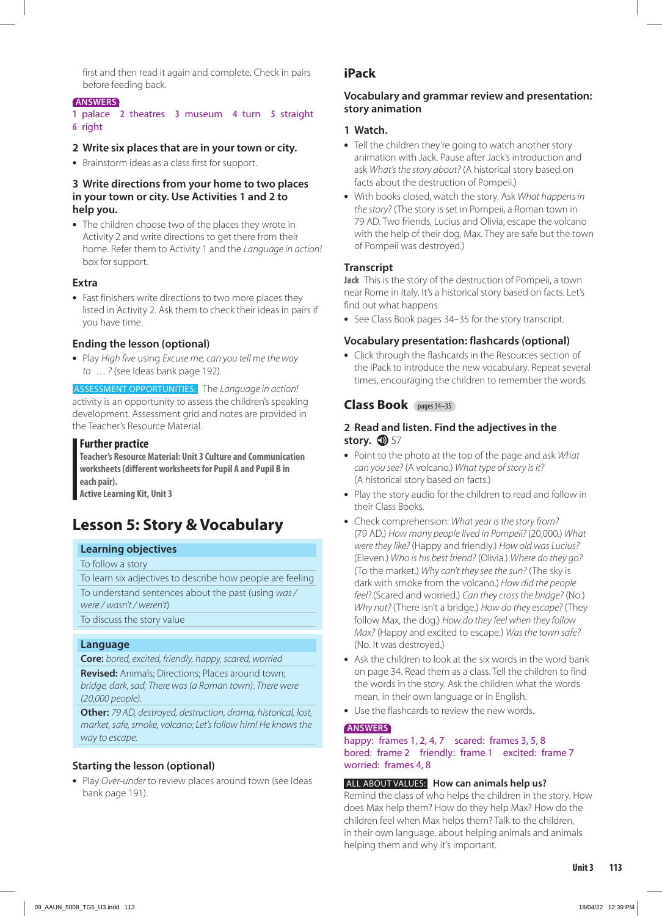first and then read it again and complete. Check in pairs before feeding back.

**ANSWERS**
1 palace 2 theatres 3 museum 4 turn 5 straight
6 right

### 2 Write six places that are in your town or city.

- Brainstorm ideas as a class first for support.

### 3 Write directions from your home to two places in your town or city. Use Activities 1 and 2 to help you.

- The children choose two of the places they wrote in Activity 2 and write directions to get there from their home. Refer them to Activity 1 and the *Language in action!* box for support.

### Extra

- Fast finishers write directions to two more places they listed in Activity 2. Ask them to check their ideas in pairs if you have time.

### Ending the lesson (optional)

- Play *High five* using *Excuse me, can you tell me the way to … ?* (see Ideas bank page 192).

**ASSESSMENT OPPORTUNITIES:** The *Language in action!* activity is an opportunity to assess the children's speaking development. Assessment grid and notes are provided in the Teacher's Resource Material.

**Further practice**
**Teacher's Resource Material: Unit 3 Culture and Communication worksheets (different worksheets for Pupil A and Pupil B in each pair).**
**Active Learning Kit, Unit 3**

## Lesson 5: Story & Vocabulary

**Learning objectives**
- To follow a story
- To learn six adjectives to describe how people are feeling
- To understand sentences about the past (using *was / wasn't / were / weren't*)
- To discuss the story value

**Language**
**Core:** *bored, excited, friendly, happy, scared, worried*
**Revised:** Animals; Directions; Places around town; *bridge, dark, sad; There was (a Roman town). There were (20,000 people).*
**Other:** *79 AD, destroyed, destruction, drama, historical, lost, market, safe, smoke, volcano; Let's follow him! He knows the way to escape.*

### Starting the lesson (optional)

- Play *Over-under* to review places around town (see Ideas bank page 191).

## iPack

### Vocabulary and grammar review and presentation: story animation

### 1 Watch.

- Tell the children they're going to watch another story animation with Jack. Pause after Jack's introduction and ask *What's the story about?* (A historical story based on facts about the destruction of Pompeii.)
- With books closed, watch the story. Ask *What happens in the story?* (The story is set in Pompeii, a Roman town in 79 AD. Two friends, Lucius and Olivia, escape the volcano with the help of their dog, Max. They are safe but the town of Pompeii was destroyed.)

### Transcript

**Jack** This is the story of the destruction of Pompeii, a town near Rome in Italy. It's a historical story based on facts. Let's find out what happens.

- See Class Book pages 34–35 for the story transcript.

### Vocabulary presentation: flashcards (optional)

- Click through the flashcards in the Resources section of the iPack to introduce the new vocabulary. Repeat several times, encouraging the children to remember the words.

## Class Book pages 34–35

### 2 Read and listen. Find the adjectives in the story. 57

- Point to the photo at the top of the page and ask *What can you see?* (A volcano.) *What type of story is it?* (A historical story based on facts.)
- Play the story audio for the children to read and follow in their Class Books.
- Check comprehension: *What year is the story from?* (79 AD.) *How many people lived in Pompeii?* (20,000.) *What were they like?* (Happy and friendly.) *How old was Lucius?* (Eleven.) *Who is his best friend?* (Olivia.) *Where do they go?* (To the market.) *Why can't they see the sun?* (The sky is dark with smoke from the volcano.) *How did the people feel?* (Scared and worried.) *Can they cross the bridge?* (No.) *Why not?* (There isn't a bridge.) *How do they escape?* (They follow Max, the dog.) *How do they feel when they follow Max?* (Happy and excited to escape.) *Was the town safe?* (No. It was destroyed.)
- Ask the children to look at the six words in the word bank on page 34. Read them as a class. Tell the children to find the words in the story. Ask the children what the words mean, in their own language or in English.
- Use the flashcards to review the new words.

**ANSWERS**
happy: frames 1, 2, 4, 7 scared: frames 3, 5, 8
bored: frame 2 friendly: frame 1 excited: frame 7
worried: frames 4, 8

**ALL ABOUT VALUES:** **How can animals help us?**
Remind the class of who helps the children in the story. How does Max help them? How do they help Max? How do the children feel when Max helps them? Talk to the children, in their own language, about helping animals and animals helping them and why it's important.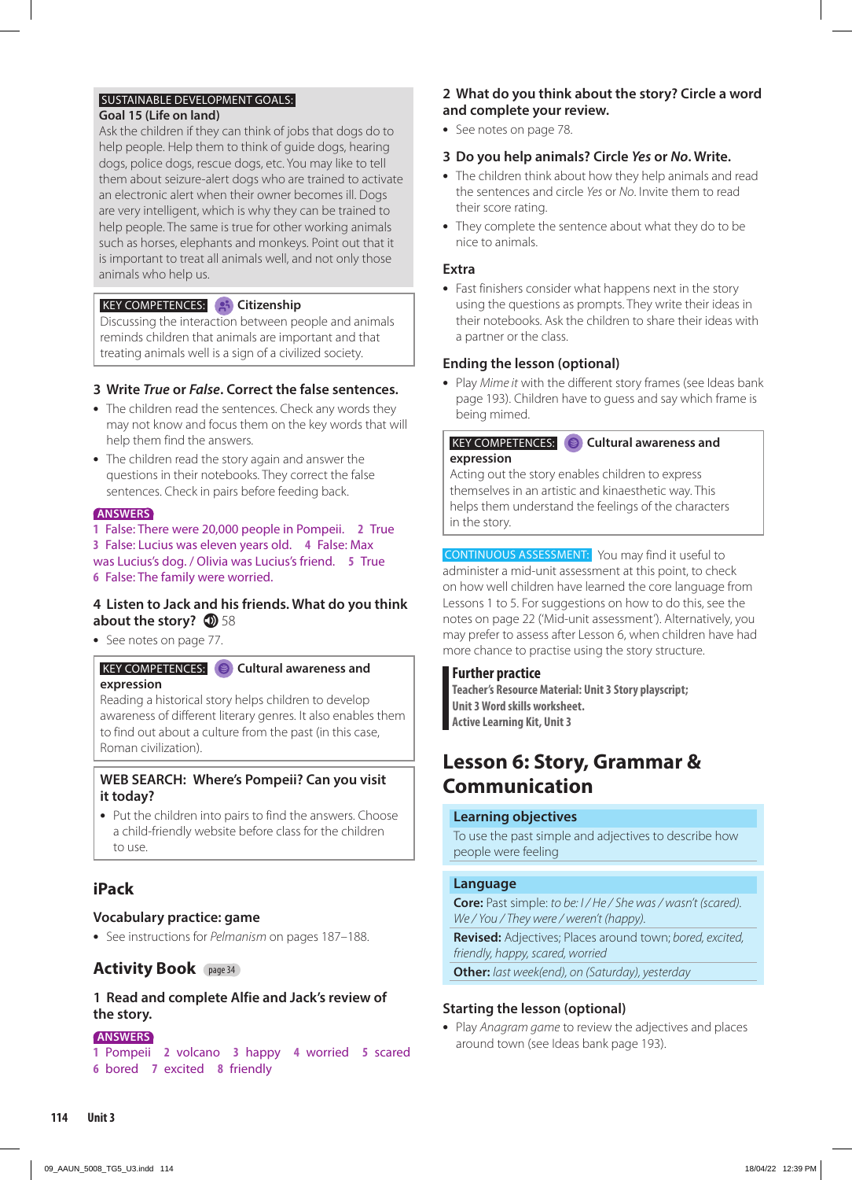**SUSTAINABLE DEVELOPMENT GOALS:**
**Goal 15 (Life on land)**
Ask the children if they can think of jobs that dogs do to help people. Help them to think of guide dogs, hearing dogs, police dogs, rescue dogs, etc. You may like to tell them about seizure-alert dogs who are trained to activate an electronic alert when their owner becomes ill. Dogs are very intelligent, which is why they can be trained to help people. The same is true for other working animals such as horses, elephants and monkeys. Point out that it is important to treat all animals well, and not only those animals who help us.

**KEY COMPETENCES:** **Citizenship**
Discussing the interaction between people and animals reminds children that animals are important and that treating animals well is a sign of a civilized society.

### 3 Write *True* or *False*. Correct the false sentences.

- The children read the sentences. Check any words they may not know and focus them on the key words that will help them find the answers.
- The children read the story again and answer the questions in their notebooks. They correct the false sentences. Check in pairs before feeding back.

**ANSWERS**
1 False: There were 20,000 people in Pompeii. 2 True
3 False: Lucius was eleven years old. 4 False: Max was Lucius's dog. / Olivia was Lucius's friend. 5 True
6 False: The family were worried.

### 4 Listen to Jack and his friends. What do you think about the story? 58

- See notes on page 77.

**KEY COMPETENCES:** **Cultural awareness and expression**
Reading a historical story helps children to develop awareness of different literary genres. It also enables them to find out about a culture from the past (in this case, Roman civilization).

**WEB SEARCH: Where's Pompeii? Can you visit it today?**

- Put the children into pairs to find the answers. Choose a child-friendly website before class for the children to use.

## iPack

### Vocabulary practice: game

- See instructions for *Pelmanism* on pages 187–188.

## Activity Book page 34

### 1 Read and complete Alfie and Jack's review of the story.

**ANSWERS**
1 Pompeii 2 volcano 3 happy 4 worried 5 scared
6 bored 7 excited 8 friendly

### 2 What do you think about the story? Circle a word and complete your review.

- See notes on page 78.

### 3 Do you help animals? Circle *Yes* or *No*. Write.

- The children think about how they help animals and read the sentences and circle *Yes* or *No*. Invite them to read their score rating.
- They complete the sentence about what they do to be nice to animals.

### Extra

- Fast finishers consider what happens next in the story using the questions as prompts. They write their ideas in their notebooks. Ask the children to share their ideas with a partner or the class.

### Ending the lesson (optional)

- Play *Mime it* with the different story frames (see Ideas bank page 193). Children have to guess and say which frame is being mimed.

**KEY COMPETENCES:** **Cultural awareness and expression**
Acting out the story enables children to express themselves in an artistic and kinaesthetic way. This helps them understand the feelings of the characters in the story.

**CONTINUOUS ASSESSMENT:** You may find it useful to administer a mid-unit assessment at this point, to check on how well children have learned the core language from Lessons 1 to 5. For suggestions on how to do this, see the notes on page 22 ('Mid-unit assessment'). Alternatively, you may prefer to assess after Lesson 6, when children have had more chance to practise using the story structure.

**Further practice**
**Teacher's Resource Material: Unit 3 Story playscript; Unit 3 Word skills worksheet.**
**Active Learning Kit, Unit 3**

## Lesson 6: Story, Grammar & Communication

**Learning objectives**
To use the past simple and adjectives to describe how people were feeling

**Language**
**Core:** Past simple: *to be: I / He / She was / wasn't (scared). We / You / They were / weren't (happy).*
**Revised:** Adjectives; Places around town; *bored, excited, friendly, happy, scared, worried*
**Other:** *last week(end), on (Saturday), yesterday*

### Starting the lesson (optional)

- Play *Anagram game* to review the adjectives and places around town (see Ideas bank page 193).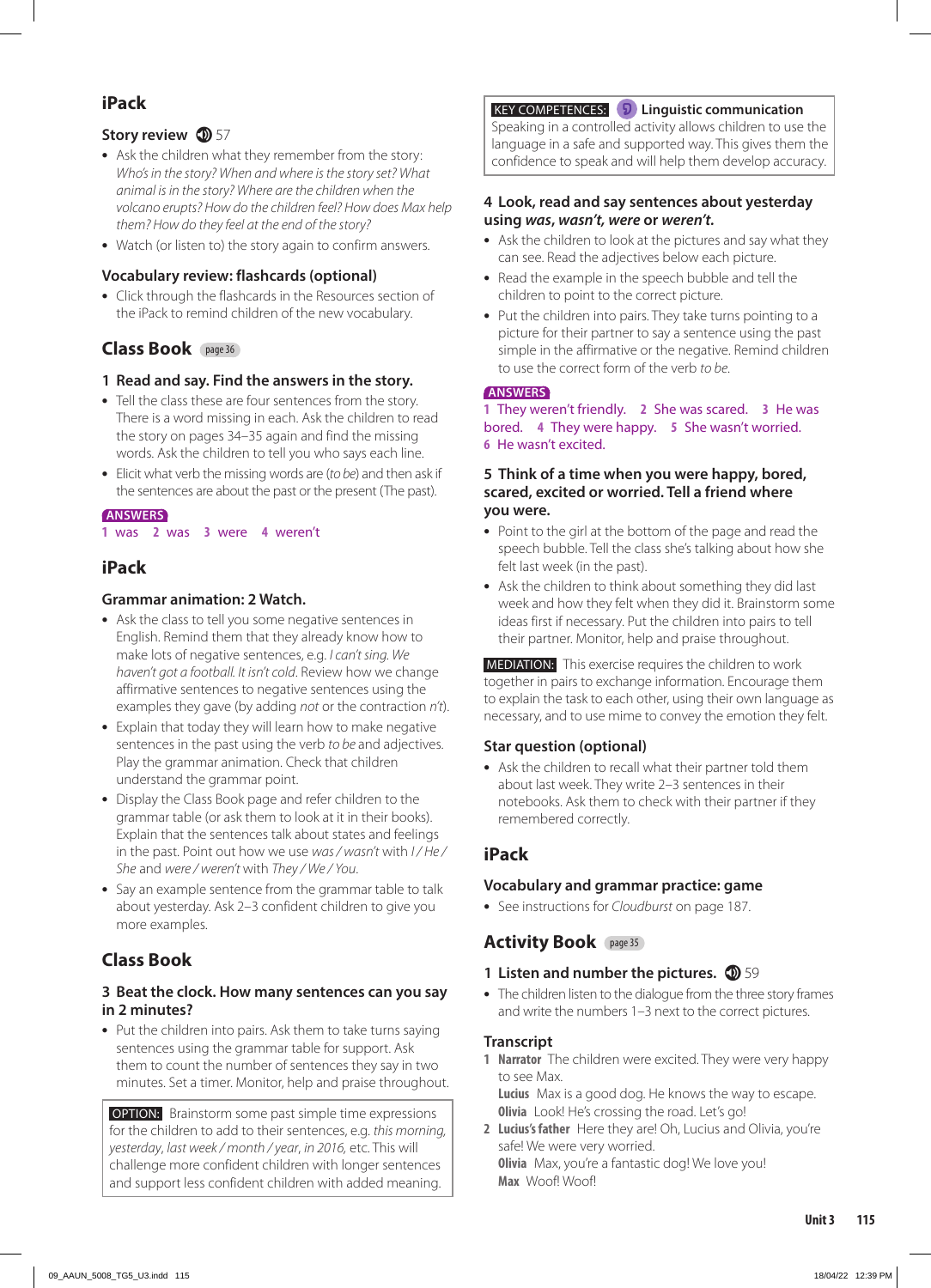## iPack

### Story review 57

- Ask the children what they remember from the story: *Who's in the story? When and where is the story set? What animal is in the story? Where are the children when the volcano erupts? How do the children feel? How does Max help them? How do they feel at the end of the story?*
- Watch (or listen to) the story again to confirm answers.

### Vocabulary review: flashcards (optional)

- Click through the flashcards in the Resources section of the iPack to remind children of the new vocabulary.

## Class Book page 36

### 1 Read and say. Find the answers in the story.

- Tell the class these are four sentences from the story. There is a word missing in each. Ask the children to read the story on pages 34–35 again and find the missing words. Ask the children to tell you who says each line.
- Elicit what verb the missing words are (*to be*) and then ask if the sentences are about the past or the present (The past).

**ANSWERS**

1 was 2 was 3 were 4 weren't

## iPack

### Grammar animation: 2 Watch.

- Ask the class to tell you some negative sentences in English. Remind them that they already know how to make lots of negative sentences, e.g. *I can't sing. We haven't got a football. It isn't cold.* Review how we change affirmative sentences to negative sentences using the examples they gave (by adding *not* or the contraction *n't*).
- Explain that today they will learn how to make negative sentences in the past using the verb *to be* and adjectives. Play the grammar animation. Check that children understand the grammar point.
- Display the Class Book page and refer children to the grammar table (or ask them to look at it in their books). Explain that the sentences talk about states and feelings in the past. Point out how we use *was / wasn't* with *I / He / She* and *were / weren't* with *They / We / You*.
- Say an example sentence from the grammar table to talk about yesterday. Ask 2–3 confident children to give you more examples.

## Class Book

### 3 Beat the clock. How many sentences can you say in 2 minutes?

- Put the children into pairs. Ask them to take turns saying sentences using the grammar table for support. Ask them to count the number of sentences they say in two minutes. Set a timer. Monitor, help and praise throughout.

> **OPTION:** Brainstorm some past simple time expressions for the children to add to their sentences, e.g. *this morning, yesterday, last week / month / year, in 2016,* etc. This will challenge more confident children with longer sentences and support less confident children with added meaning.

> **KEY COMPETENCES:** **Linguistic communication**
> Speaking in a controlled activity allows children to use the language in a safe and supported way. This gives them the confidence to speak and will help them develop accuracy.

### 4 Look, read and say sentences about yesterday using *was, wasn't, were* or *weren't*.

- Ask the children to look at the pictures and say what they can see. Read the adjectives below each picture.
- Read the example in the speech bubble and tell the children to point to the correct picture.
- Put the children into pairs. They take turns pointing to a picture for their partner to say a sentence using the past simple in the affirmative or the negative. Remind children to use the correct form of the verb *to be*.

**ANSWERS**

1 They weren't friendly. 2 She was scared. 3 He was bored. 4 They were happy. 5 She wasn't worried. 6 He wasn't excited.

### 5 Think of a time when you were happy, bored, scared, excited or worried. Tell a friend where you were.

- Point to the girl at the bottom of the page and read the speech bubble. Tell the class she's talking about how she felt last week (in the past).
- Ask the children to think about something they did last week and how they felt when they did it. Brainstorm some ideas first if necessary. Put the children into pairs to tell their partner. Monitor, help and praise throughout.

**MEDIATION:** This exercise requires the children to work together in pairs to exchange information. Encourage them to explain the task to each other, using their own language as necessary, and to use mime to convey the emotion they felt.

### Star question (optional)

- Ask the children to recall what their partner told them about last week. They write 2–3 sentences in their notebooks. Ask them to check with their partner if they remembered correctly.

## iPack

### Vocabulary and grammar practice: game

- See instructions for *Cloudburst* on page 187.

## Activity Book page 35

### 1 Listen and number the pictures. 59

- The children listen to the dialogue from the three story frames and write the numbers 1–3 next to the correct pictures.

### Transcript

1 **Narrator** The children were excited. They were very happy to see Max.
**Lucius** Max is a good dog. He knows the way to escape.
**Olivia** Look! He's crossing the road. Let's go!

2 **Lucius's father** Here they are! Oh, Lucius and Olivia, you're safe! We were very worried.
**Olivia** Max, you're a fantastic dog! We love you!
**Max** Woof! Woof!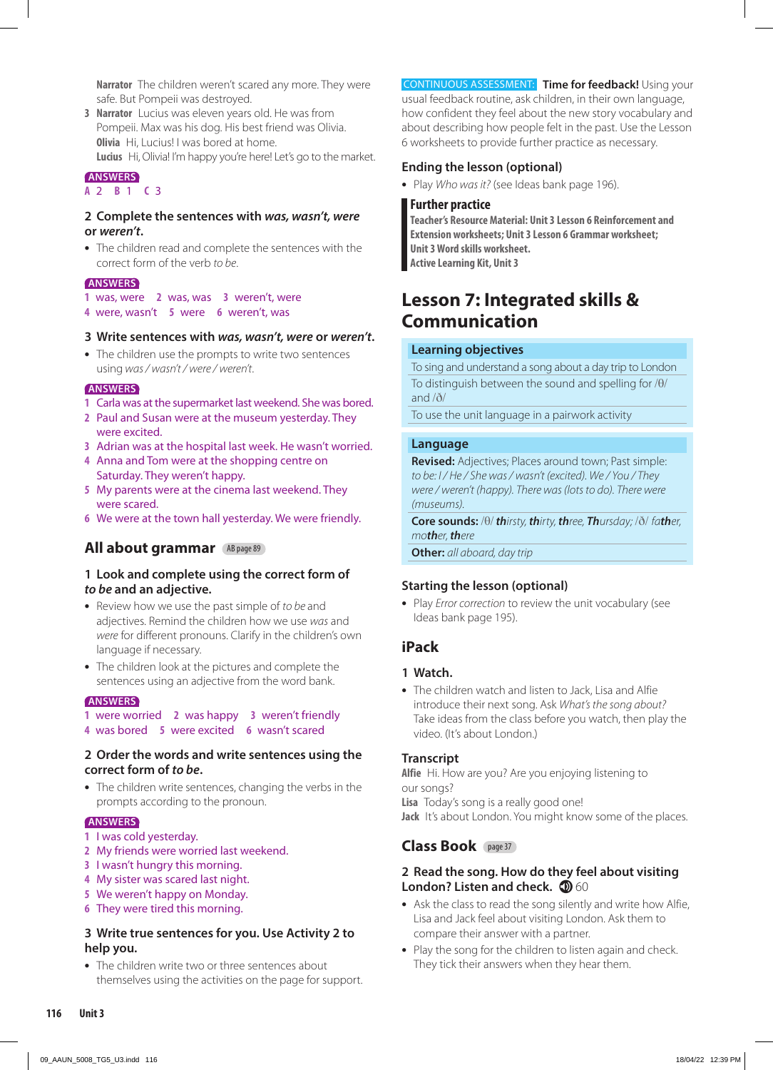**Narrator** The children weren't scared any more. They were safe. But Pompeii was destroyed.

3 **Narrator** Lucius was eleven years old. He was from Pompeii. Max was his dog. His best friend was Olivia.
**Olivia** Hi, Lucius! I was bored at home.
**Lucius** Hi, Olivia! I'm happy you're here! Let's go to the market.

**ANSWERS**
A 2 B 1 C 3

### 2 Complete the sentences with *was, wasn't, were* or *weren't*.

- The children read and complete the sentences with the correct form of the verb *to be*.

**ANSWERS**
1 was, were 2 was, was 3 weren't, were
4 were, wasn't 5 were 6 weren't, was

### 3 Write sentences with *was, wasn't, were* or *weren't*.

- The children use the prompts to write two sentences using *was / wasn't / were / weren't*.

**ANSWERS**
1 Carla was at the supermarket last weekend. She was bored.
2 Paul and Susan were at the museum yesterday. They were excited.
3 Adrian was at the hospital last week. He wasn't worried.
4 Anna and Tom were at the shopping centre on Saturday. They weren't happy.
5 My parents were at the cinema last weekend. They were scared.
6 We were at the town hall yesterday. We were friendly.

## All about grammar (AB page 89)

### 1 Look and complete using the correct form of *to be* and an adjective.

- Review how we use the past simple of *to be* and adjectives. Remind the children how we use *was* and *were* for different pronouns. Clarify in the children's own language if necessary.
- The children look at the pictures and complete the sentences using an adjective from the word bank.

**ANSWERS**
1 were worried 2 was happy 3 weren't friendly
4 was bored 5 were excited 6 wasn't scared

### 2 Order the words and write sentences using the correct form of *to be*.

- The children write sentences, changing the verbs in the prompts according to the pronoun.

**ANSWERS**
1 I was cold yesterday.
2 My friends were worried last weekend.
3 I wasn't hungry this morning.
4 My sister was scared last night.
5 We weren't happy on Monday.
6 They were tired this morning.

### 3 Write true sentences for you. Use Activity 2 to help you.

- The children write two or three sentences about themselves using the activities on the page for support.

CONTINUOUS ASSESSMENT: **Time for feedback!** Using your usual feedback routine, ask children, in their own language, how confident they feel about the new story vocabulary and about describing how people felt in the past. Use the Lesson 6 worksheets to provide further practice as necessary.

### Ending the lesson (optional)

- Play *Who was it?* (see Ideas bank page 196).

**Further practice**
**Teacher's Resource Material: Unit 3 Lesson 6 Reinforcement and Extension worksheets; Unit 3 Lesson 6 Grammar worksheet; Unit 3 Word skills worksheet.**
**Active Learning Kit, Unit 3**

# Lesson 7: Integrated skills & Communication

**Learning objectives**
- To sing and understand a song about a day trip to London
- To distinguish between the sound and spelling for /θ/ and /ð/
- To use the unit language in a pairwork activity

**Language**
**Revised:** Adjectives; Places around town; Past simple: *to be: I / He / She was / wasn't (excited). We / You / They were / weren't (happy). There was (lots to do). There were (museums).*
**Core sounds:** /θ/ ***th****irsty,* ***th****irty,* ***th****ree,* ***Th****ursday;* /ð/ *fa****th****er, mo****th****er,* ***th****ere*
**Other:** *all aboard, day trip*

### Starting the lesson (optional)

- Play *Error correction* to review the unit vocabulary (see Ideas bank page 195).

## iPack

### 1 Watch.

- The children watch and listen to Jack, Lisa and Alfie introduce their next song. Ask *What's the song about?* Take ideas from the class before you watch, then play the video. (It's about London.)

### Transcript

**Alfie** Hi. How are you? Are you enjoying listening to our songs?
**Lisa** Today's song is a really good one!
**Jack** It's about London. You might know some of the places.

## Class Book (page 37)

### 2 Read the song. How do they feel about visiting London? Listen and check. 60

- Ask the class to read the song silently and write how Alfie, Lisa and Jack feel about visiting London. Ask them to compare their answer with a partner.
- Play the song for the children to listen again and check. They tick their answers when they hear them.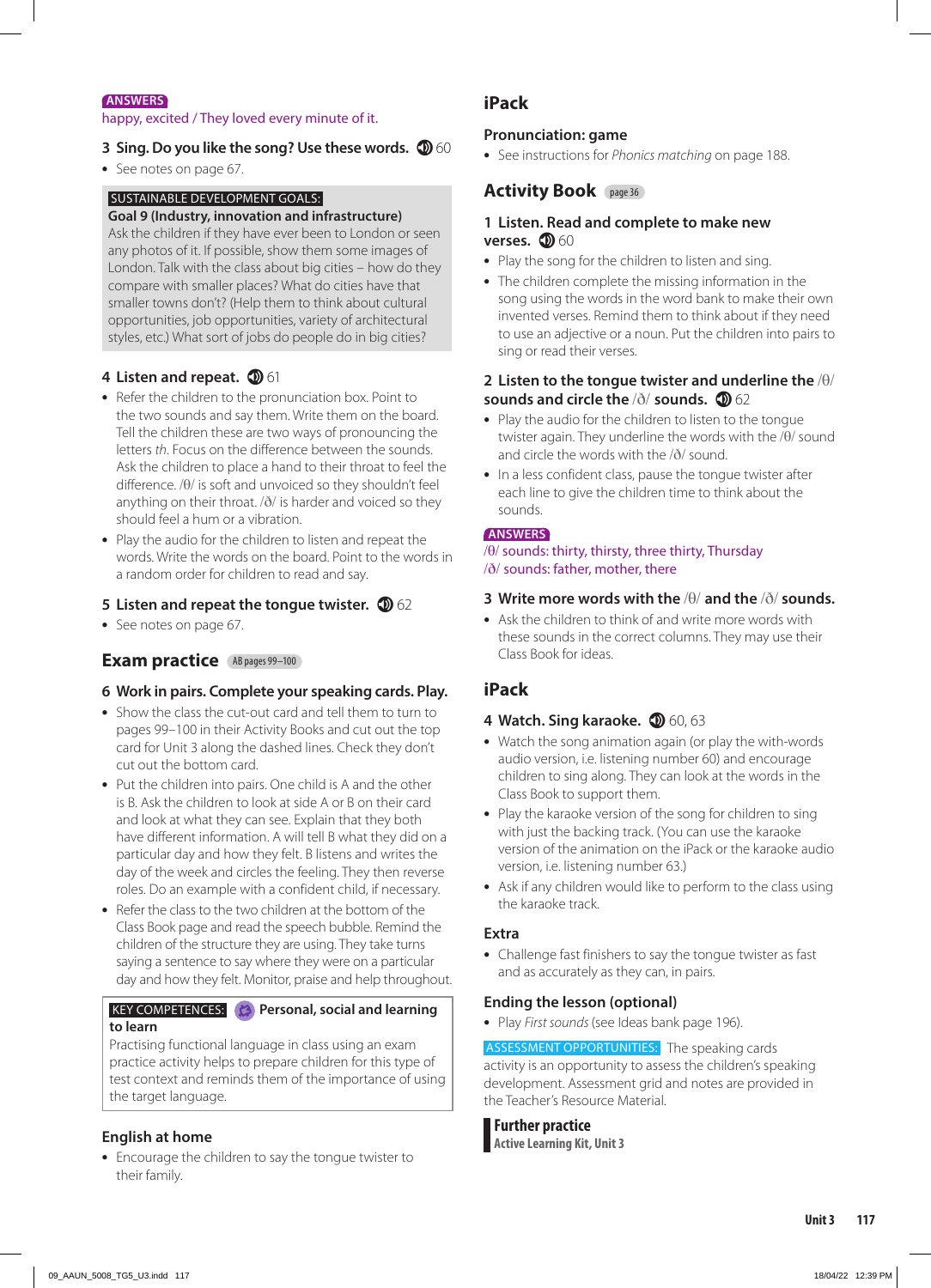**ANSWERS**
happy, excited / They loved every minute of it.

### 3 Sing. Do you like the song? Use these words. 60

- See notes on page 67.

**SUSTAINABLE DEVELOPMENT GOALS:**
**Goal 9 (Industry, innovation and infrastructure)**
Ask the children if they have ever been to London or seen any photos of it. If possible, show them some images of London. Talk with the class about big cities – how do they compare with smaller places? What do cities have that smaller towns don't? (Help them to think about cultural opportunities, job opportunities, variety of architectural styles, etc.) What sort of jobs do people do in big cities?

### 4 Listen and repeat. 61

- Refer the children to the pronunciation box. Point to the two sounds and say them. Write them on the board. Tell the children these are two ways of pronouncing the letters *th*. Focus on the difference between the sounds. Ask the children to place a hand to their throat to feel the difference. /θ/ is soft and unvoiced so they shouldn't feel anything on their throat. /ð/ is harder and voiced so they should feel a hum or a vibration.
- Play the audio for the children to listen and repeat the words. Write the words on the board. Point to the words in a random order for children to read and say.

### 5 Listen and repeat the tongue twister. 62

- See notes on page 67.

## Exam practice AB pages 99–100

### 6 Work in pairs. Complete your speaking cards. Play.

- Show the class the cut-out card and tell them to turn to pages 99–100 in their Activity Books and cut out the top card for Unit 3 along the dashed lines. Check they don't cut out the bottom card.
- Put the children into pairs. One child is A and the other is B. Ask the children to look at side A or B on their card and look at what they can see. Explain that they both have different information. A will tell B what they did on a particular day and how they felt. B listens and writes the day of the week and circles the feeling. They then reverse roles. Do an example with a confident child, if necessary.
- Refer the class to the two children at the bottom of the Class Book page and read the speech bubble. Remind the children of the structure they are using. They take turns saying a sentence to say where they were on a particular day and how they felt. Monitor, praise and help throughout.

**KEY COMPETENCES:** **Personal, social and learning to learn**
Practising functional language in class using an exam practice activity helps to prepare children for this type of test context and reminds them of the importance of using the target language.

### English at home

- Encourage the children to say the tongue twister to their family.

## iPack

### Pronunciation: game

- See instructions for *Phonics matching* on page 188.

## Activity Book page 36

### 1 Listen. Read and complete to make new verses. 60

- Play the song for the children to listen and sing.
- The children complete the missing information in the song using the words in the word bank to make their own invented verses. Remind them to think about if they need to use an adjective or a noun. Put the children into pairs to sing or read their verses.

### 2 Listen to the tongue twister and underline the /θ/ sounds and circle the /ð/ sounds. 62

- Play the audio for the children to listen to the tongue twister again. They underline the words with the /θ/ sound and circle the words with the /ð/ sound.
- In a less confident class, pause the tongue twister after each line to give the children time to think about the sounds.

**ANSWERS**
/θ/ sounds: thirty, thirsty, three thirty, Thursday
/ð/ sounds: father, mother, there

### 3 Write more words with the /θ/ and the /ð/ sounds.

- Ask the children to think of and write more words with these sounds in the correct columns. They may use their Class Book for ideas.

## iPack

### 4 Watch. Sing karaoke. 60, 63

- Watch the song animation again (or play the with-words audio version, i.e. listening number 60) and encourage the children to sing along. They can look at the words in the Class Book to support them.
- Play the karaoke version of the song for children to sing with just the backing track. (You can use the karaoke version of the animation on the iPack or the karaoke audio version, i.e. listening number 63.)
- Ask if any children would like to perform to the class using the karaoke track.

### Extra

- Challenge fast finishers to say the tongue twister as fast and as accurately as they can, in pairs.

### Ending the lesson (optional)

- Play *First sounds* (see Ideas bank page 196).

**ASSESSMENT OPPORTUNITIES:** The speaking cards activity is an opportunity to assess the children's speaking development. Assessment grid and notes are provided in the Teacher's Resource Material.

**Further practice**
Active Learning Kit, Unit 3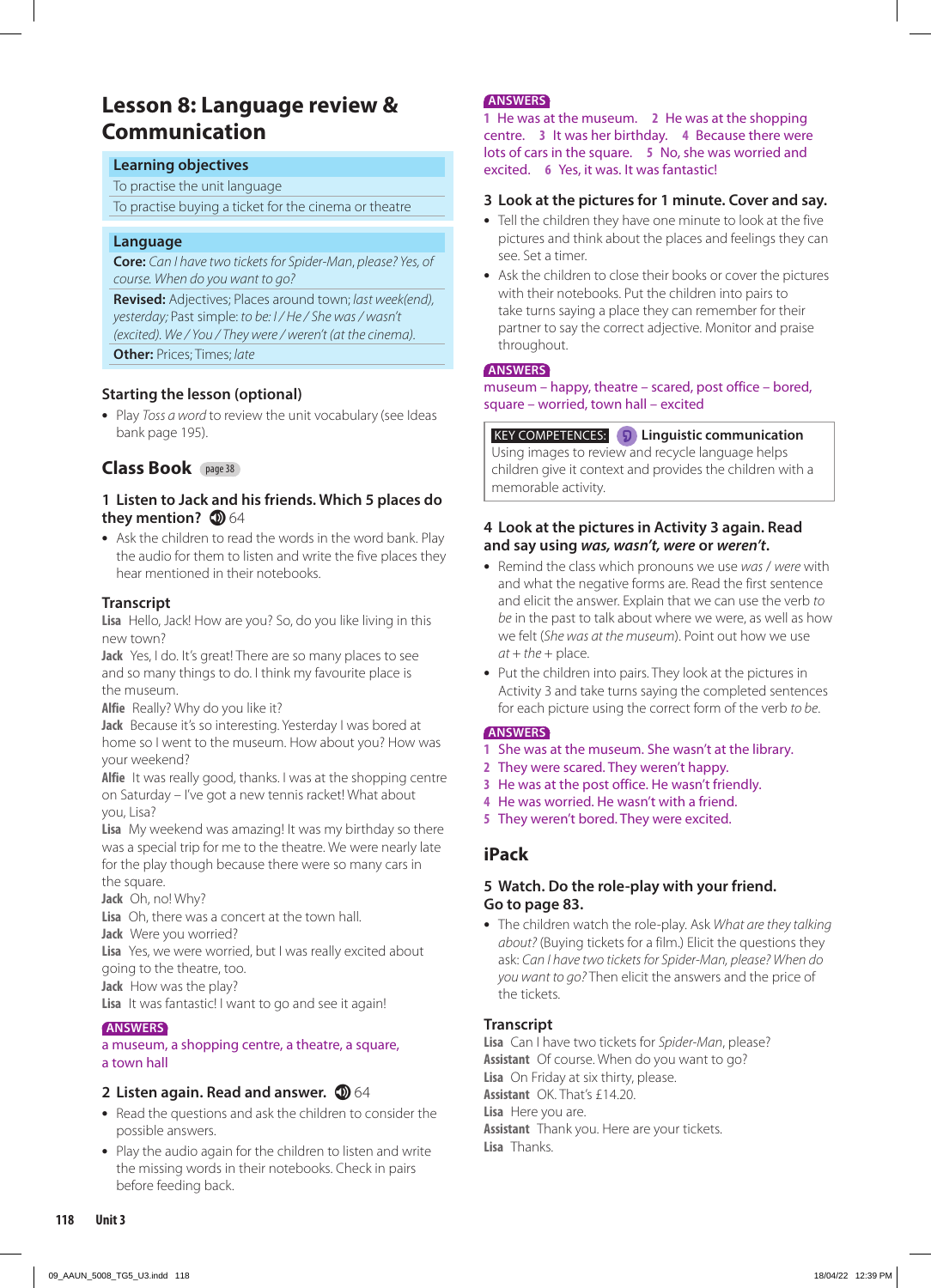# Lesson 8: Language review & Communication

**Learning objectives**

To practise the unit language

To practise buying a ticket for the cinema or theatre

**Language**

**Core:** *Can I have two tickets for Spider-Man, please? Yes, of course. When do you want to go?*

**Revised:** Adjectives; Places around town; *last week(end), yesterday;* Past simple: *to be: I / He / She was / wasn't (excited). We / You / They were / weren't (at the cinema).*

**Other:** Prices; Times; *late*

## Starting the lesson (optional)

- Play *Toss a word* to review the unit vocabulary (see Ideas bank page 195).

## Class Book page 38

### 1 Listen to Jack and his friends. Which 5 places do they mention? 64

- Ask the children to read the words in the word bank. Play the audio for them to listen and write the five places they hear mentioned in their notebooks.

### Transcript

**Lisa** Hello, Jack! How are you? So, do you like living in this new town?

**Jack** Yes, I do. It's great! There are so many places to see and so many things to do. I think my favourite place is the museum.

**Alfie** Really? Why do you like it?

**Jack** Because it's so interesting. Yesterday I was bored at home so I went to the museum. How about you? How was your weekend?

**Alfie** It was really good, thanks. I was at the shopping centre on Saturday – I've got a new tennis racket! What about you, Lisa?

**Lisa** My weekend was amazing! It was my birthday so there was a special trip for me to the theatre. We were nearly late for the play though because there were so many cars in the square.

**Jack** Oh, no! Why?

**Lisa** Oh, there was a concert at the town hall.

**Jack** Were you worried?

**Lisa** Yes, we were worried, but I was really excited about going to the theatre, too.

**Jack** How was the play?

**Lisa** It was fantastic! I want to go and see it again!

**ANSWERS**

a museum, a shopping centre, a theatre, a square, a town hall

### 2 Listen again. Read and answer. 64

- Read the questions and ask the children to consider the possible answers.
- Play the audio again for the children to listen and write the missing words in their notebooks. Check in pairs before feeding back.

**ANSWERS**

1 He was at the museum. 2 He was at the shopping centre. 3 It was her birthday. 4 Because there were lots of cars in the square. 5 No, she was worried and excited. 6 Yes, it was. It was fantastic!

### 3 Look at the pictures for 1 minute. Cover and say.

- Tell the children they have one minute to look at the five pictures and think about the places and feelings they can see. Set a timer.
- Ask the children to close their books or cover the pictures with their notebooks. Put the children into pairs to take turns saying a place they can remember for their partner to say the correct adjective. Monitor and praise throughout.

**ANSWERS**

museum – happy, theatre – scared, post office – bored, square – worried, town hall – excited

**KEY COMPETENCES:** Linguistic communication

Using images to review and recycle language helps children give it context and provides the children with a memorable activity.

### 4 Look at the pictures in Activity 3 again. Read and say using *was, wasn't, were* or *weren't*.

- Remind the class which pronouns we use *was / were* with and what the negative forms are. Read the first sentence and elicit the answer. Explain that we can use the verb *to be* in the past to talk about where we were, as well as how we felt (*She was at the museum*). Point out how we use *at* + *the* + place.
- Put the children into pairs. They look at the pictures in Activity 3 and take turns saying the completed sentences for each picture using the correct form of the verb *to be*.

**ANSWERS**

1 She was at the museum. She wasn't at the library.
2 They were scared. They weren't happy.
3 He was at the post office. He wasn't friendly.
4 He was worried. He wasn't with a friend.
5 They weren't bored. They were excited.

## iPack

### 5 Watch. Do the role-play with your friend. Go to page 83.

- The children watch the role-play. Ask *What are they talking about?* (Buying tickets for a film.) Elicit the questions they ask: *Can I have two tickets for Spider-Man, please? When do you want to go?* Then elicit the answers and the price of the tickets.

### Transcript

**Lisa** Can I have two tickets for *Spider-Man*, please?

**Assistant** Of course. When do you want to go?

**Lisa** On Friday at six thirty, please.

**Assistant** OK. That's £14.20.

**Lisa** Here you are.

**Assistant** Thank you. Here are your tickets.

**Lisa** Thanks.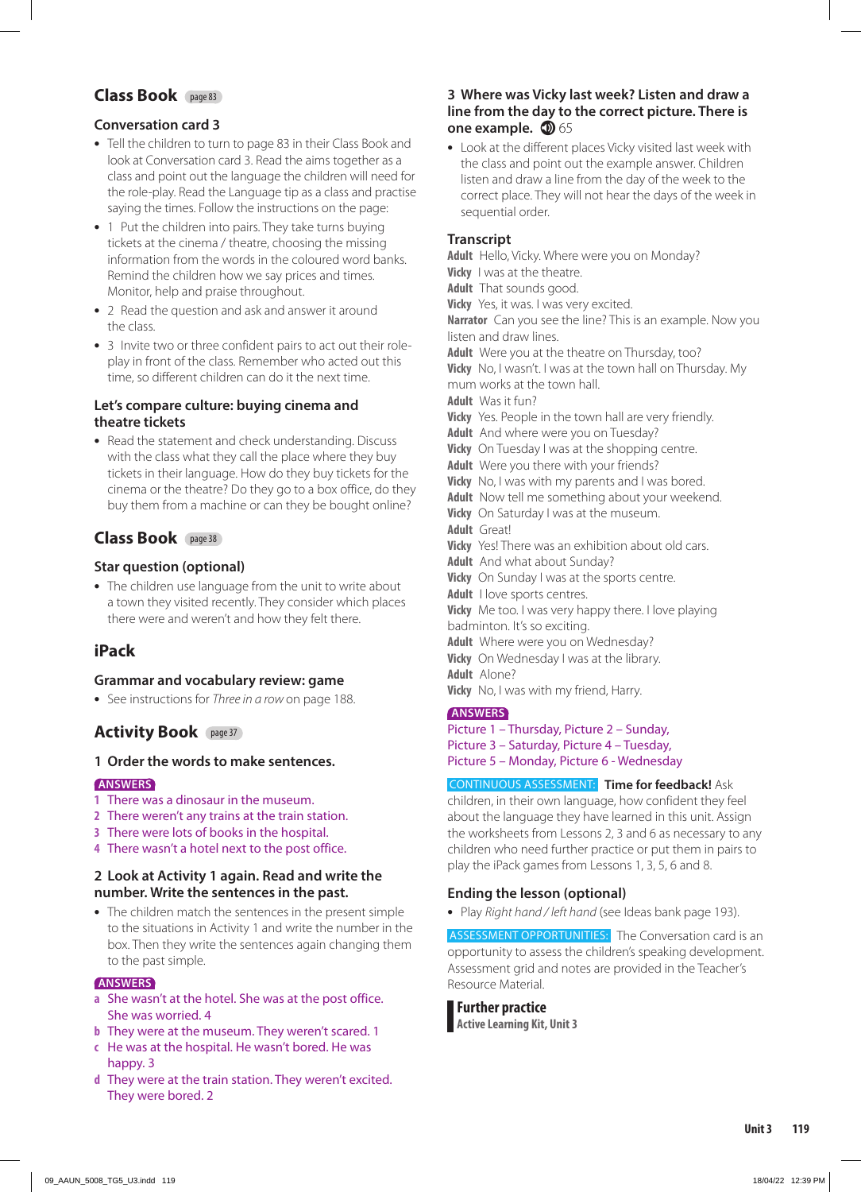## Class Book page 83

### Conversation card 3

- Tell the children to turn to page 83 in their Class Book and look at Conversation card 3. Read the aims together as a class and point out the language the children will need for the role-play. Read the Language tip as a class and practise saying the times. Follow the instructions on the page:
- 1 Put the children into pairs. They take turns buying tickets at the cinema / theatre, choosing the missing information from the words in the coloured word banks. Remind the children how we say prices and times. Monitor, help and praise throughout.
- 2 Read the question and ask and answer it around the class.
- 3 Invite two or three confident pairs to act out their role-play in front of the class. Remember who acted out this time, so different children can do it the next time.

### Let's compare culture: buying cinema and theatre tickets

- Read the statement and check understanding. Discuss with the class what they call the place where they buy tickets in their language. How do they buy tickets for the cinema or the theatre? Do they go to a box office, do they buy them from a machine or can they be bought online?

## Class Book page 38

### Star question (optional)

- The children use language from the unit to write about a town they visited recently. They consider which places there were and weren't and how they felt there.

## iPack

### Grammar and vocabulary review: game

- See instructions for *Three in a row* on page 188.

## Activity Book page 37

### 1 Order the words to make sentences.

**ANSWERS**

1 There was a dinosaur in the museum.
2 There weren't any trains at the train station.
3 There were lots of books in the hospital.
4 There wasn't a hotel next to the post office.

### 2 Look at Activity 1 again. Read and write the number. Write the sentences in the past.

- The children match the sentences in the present simple to the situations in Activity 1 and write the number in the box. Then they write the sentences again changing them to the past simple.

**ANSWERS**

a She wasn't at the hotel. She was at the post office. She was worried. 4
b They were at the museum. They weren't scared. 1
c He was at the hospital. He wasn't bored. He was happy. 3
d They were at the train station. They weren't excited. They were bored. 2

### 3 Where was Vicky last week? Listen and draw a line from the day to the correct picture. There is one example. 65

- Look at the different places Vicky visited last week with the class and point out the example answer. Children listen and draw a line from the day of the week to the correct place. They will not hear the days of the week in sequential order.

### Transcript

**Adult** Hello, Vicky. Where were you on Monday?
**Vicky** I was at the theatre.
**Adult** That sounds good.
**Vicky** Yes, it was. I was very excited.
**Narrator** Can you see the line? This is an example. Now you listen and draw lines.
**Adult** Were you at the theatre on Thursday, too?
**Vicky** No, I wasn't. I was at the town hall on Thursday. My mum works at the town hall.
**Adult** Was it fun?
**Vicky** Yes. People in the town hall are very friendly.
**Adult** And where were you on Tuesday?
**Vicky** On Tuesday I was at the shopping centre.
**Adult** Were you there with your friends?
**Vicky** No, I was with my parents and I was bored.
**Adult** Now tell me something about your weekend.
**Vicky** On Saturday I was at the museum.
**Adult** Great!
**Vicky** Yes! There was an exhibition about old cars.
**Adult** And what about Sunday?
**Vicky** On Sunday I was at the sports centre.
**Adult** I love sports centres.
**Vicky** Me too. I was very happy there. I love playing badminton. It's so exciting.
**Adult** Where were you on Wednesday?
**Vicky** On Wednesday I was at the library.
**Adult** Alone?
**Vicky** No, I was with my friend, Harry.

**ANSWERS**

Picture 1 – Thursday, Picture 2 – Sunday, Picture 3 – Saturday, Picture 4 – Tuesday, Picture 5 – Monday, Picture 6 - Wednesday

**CONTINUOUS ASSESSMENT:** **Time for feedback!** Ask children, in their own language, how confident they feel about the language they have learned in this unit. Assign the worksheets from Lessons 2, 3 and 6 as necessary to any children who need further practice or put them in pairs to play the iPack games from Lessons 1, 3, 5, 6 and 8.

### Ending the lesson (optional)

- Play *Right hand / left hand* (see Ideas bank page 193).

**ASSESSMENT OPPORTUNITIES:** The Conversation card is an opportunity to assess the children's speaking development. Assessment grid and notes are provided in the Teacher's Resource Material.

**Further practice**
Active Learning Kit, Unit 3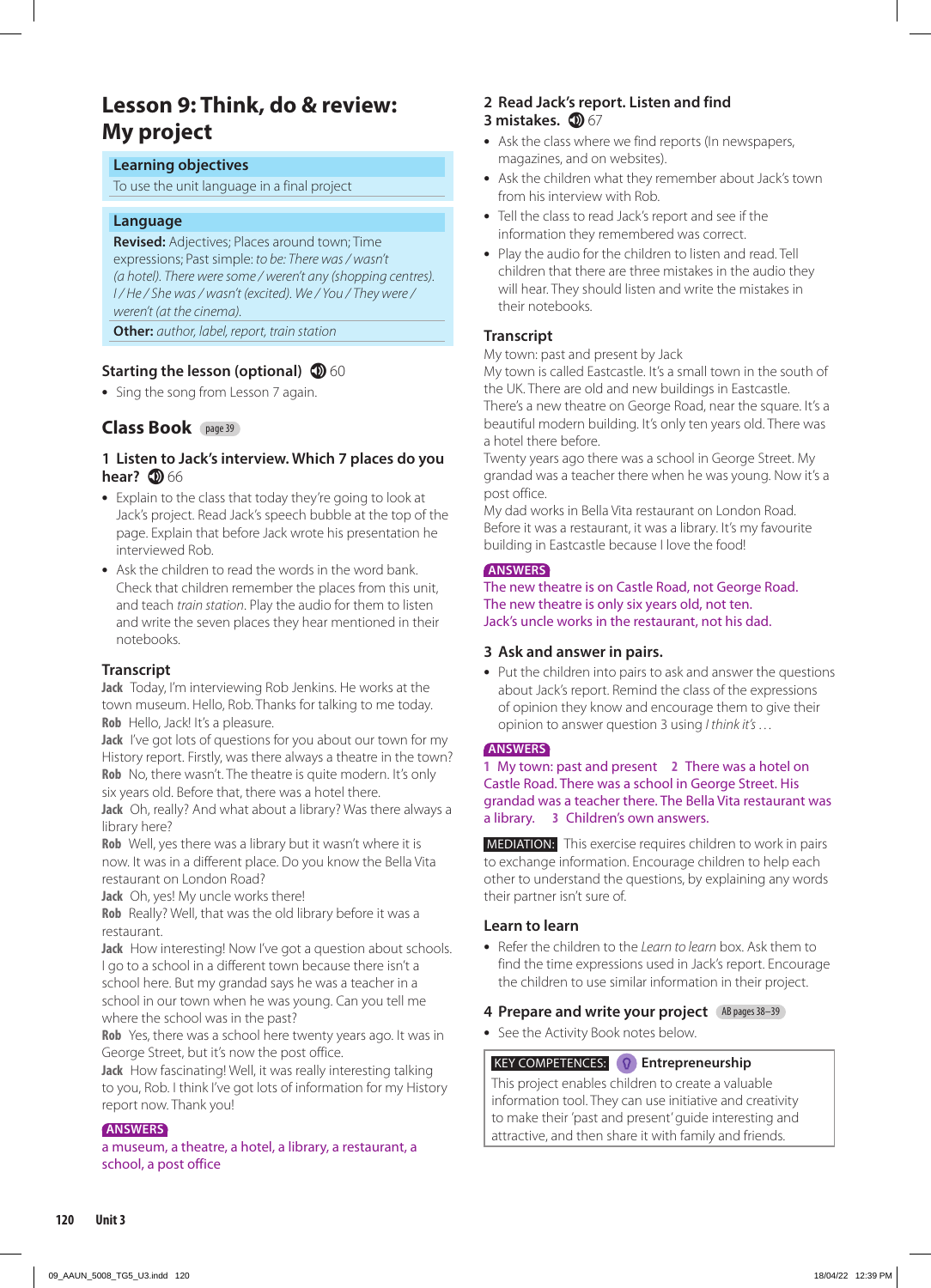# Lesson 9: Think, do & review: My project

**Learning objectives**

To use the unit language in a final project

**Language**

**Revised:** Adjectives; Places around town; Time expressions; Past simple: *to be: There was / wasn't (a hotel). There were some / weren't any (shopping centres). I / He / She was / wasn't (excited). We / You / They were / weren't (at the cinema).*

**Other:** *author, label, report, train station*

### Starting the lesson (optional) 60

- Sing the song from Lesson 7 again.

## Class Book page 39

### 1 Listen to Jack's interview. Which 7 places do you hear? 66

- Explain to the class that today they're going to look at Jack's project. Read Jack's speech bubble at the top of the page. Explain that before Jack wrote his presentation he interviewed Rob.
- Ask the children to read the words in the word bank. Check that children remember the places from this unit, and teach *train station*. Play the audio for them to listen and write the seven places they hear mentioned in their notebooks.

#### Transcript

**Jack** Today, I'm interviewing Rob Jenkins. He works at the town museum. Hello, Rob. Thanks for talking to me today.
**Rob** Hello, Jack! It's a pleasure.
**Jack** I've got lots of questions for you about our town for my History report. Firstly, was there always a theatre in the town?
**Rob** No, there wasn't. The theatre is quite modern. It's only six years old. Before that, there was a hotel there.
**Jack** Oh, really? And what about a library? Was there always a library here?
**Rob** Well, yes there was a library but it wasn't where it is now. It was in a different place. Do you know the Bella Vita restaurant on London Road?
**Jack** Oh, yes! My uncle works there!
**Rob** Really? Well, that was the old library before it was a restaurant.
**Jack** How interesting! Now I've got a question about schools. I go to a school in a different town because there isn't a school here. But my grandad says he was a teacher in a school in our town when he was young. Can you tell me where the school was in the past?
**Rob** Yes, there was a school here twenty years ago. It was in George Street, but it's now the post office.
**Jack** How fascinating! Well, it was really interesting talking to you, Rob. I think I've got lots of information for my History report now. Thank you!

**ANSWERS**

a museum, a theatre, a hotel, a library, a restaurant, a school, a post office

### 2 Read Jack's report. Listen and find 3 mistakes. 67

- Ask the class where we find reports (In newspapers, magazines, and on websites).
- Ask the children what they remember about Jack's town from his interview with Rob.
- Tell the class to read Jack's report and see if the information they remembered was correct.
- Play the audio for the children to listen and read. Tell children that there are three mistakes in the audio they will hear. They should listen and write the mistakes in their notebooks.

#### Transcript

My town: past and present by Jack
My town is called Eastcastle. It's a small town in the south of the UK. There are old and new buildings in Eastcastle.
There's a new theatre on George Road, near the square. It's a beautiful modern building. It's only ten years old. There was a hotel there before.
Twenty years ago there was a school in George Street. My grandad was a teacher there when he was young. Now it's a post office.
My dad works in Bella Vita restaurant on London Road. Before it was a restaurant, it was a library. It's my favourite building in Eastcastle because I love the food!

**ANSWERS**

The new theatre is on Castle Road, not George Road.
The new theatre is only six years old, not ten.
Jack's uncle works in the restaurant, not his dad.

### 3 Ask and answer in pairs.

- Put the children into pairs to ask and answer the questions about Jack's report. Remind the class of the expressions of opinion they know and encourage them to give their opinion to answer question 3 using *I think it's …*

**ANSWERS**

1 My town: past and present 2 There was a hotel on Castle Road. There was a school in George Street. His grandad was a teacher there. The Bella Vita restaurant was a library. 3 Children's own answers.

MEDIATION: This exercise requires children to work in pairs to exchange information. Encourage children to help each other to understand the questions, by explaining any words their partner isn't sure of.

### Learn to learn

- Refer the children to the *Learn to learn* box. Ask them to find the time expressions used in Jack's report. Encourage the children to use similar information in their project.

### 4 Prepare and write your project AB pages 38–39

- See the Activity Book notes below.

KEY COMPETENCES: **Entrepreneurship**

This project enables children to create a valuable information tool. They can use initiative and creativity to make their 'past and present' guide interesting and attractive, and then share it with family and friends.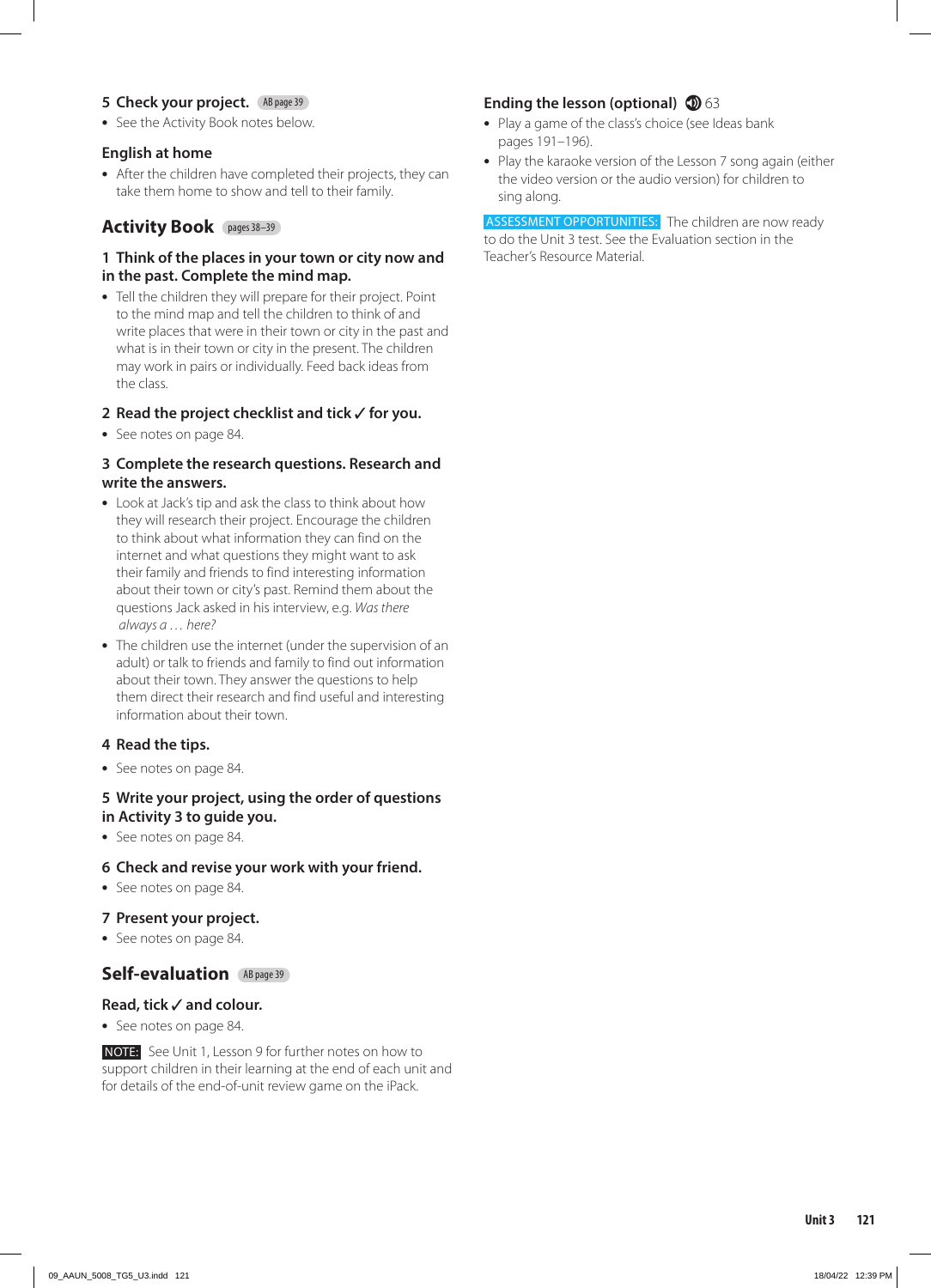### 5 Check your project. AB page 39

- See the Activity Book notes below.

### English at home

- After the children have completed their projects, they can take them home to show and tell to their family.

## Activity Book pages 38–39

### 1 Think of the places in your town or city now and in the past. Complete the mind map.

- Tell the children they will prepare for their project. Point to the mind map and tell the children to think of and write places that were in their town or city in the past and what is in their town or city in the present. The children may work in pairs or individually. Feed back ideas from the class.

### 2 Read the project checklist and tick ✓ for you.

- See notes on page 84.

### 3 Complete the research questions. Research and write the answers.

- Look at Jack's tip and ask the class to think about how they will research their project. Encourage the children to think about what information they can find on the internet and what questions they might want to ask their family and friends to find interesting information about their town or city's past. Remind them about the questions Jack asked in his interview, e.g. *Was there always a … here?*
- The children use the internet (under the supervision of an adult) or talk to friends and family to find out information about their town. They answer the questions to help them direct their research and find useful and interesting information about their town.

### 4 Read the tips.

- See notes on page 84.

### 5 Write your project, using the order of questions in Activity 3 to guide you.

- See notes on page 84.

### 6 Check and revise your work with your friend.

- See notes on page 84.

### 7 Present your project.

- See notes on page 84.

## Self-evaluation AB page 39

### Read, tick ✓ and colour.

- See notes on page 84.

NOTE: See Unit 1, Lesson 9 for further notes on how to support children in their learning at the end of each unit and for details of the end-of-unit review game on the iPack.

### Ending the lesson (optional) 63

- Play a game of the class's choice (see Ideas bank pages 191–196).
- Play the karaoke version of the Lesson 7 song again (either the video version or the audio version) for children to sing along.

ASSESSMENT OPPORTUNITIES: The children are now ready to do the Unit 3 test. See the Evaluation section in the Teacher's Resource Material.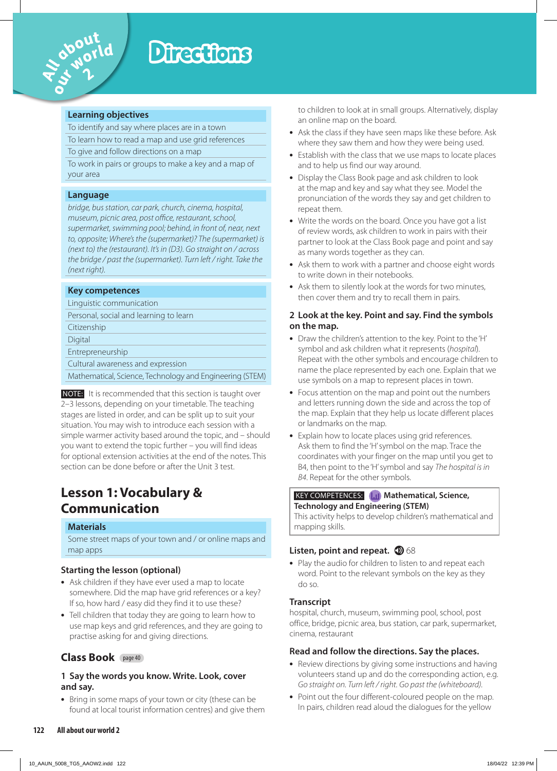# Directions

All about our world 2

## Learning objectives

To identify and say where places are in a town

To learn how to read a map and use grid references

To give and follow directions on a map

To work in pairs or groups to make a key and a map of your area

## Language

*bridge, bus station, car park, church, cinema, hospital, museum, picnic area, post office, restaurant, school, supermarket, swimming pool; behind, in front of, near, next to, opposite; Where's the (supermarket)? The (supermarket) is (next to) the (restaurant). It's in (D3). Go straight on / across the bridge / past the (supermarket). Turn left / right. Take the (next right).*

## Key competences

Linguistic communication

Personal, social and learning to learn

Citizenship

Digital

Entrepreneurship

Cultural awareness and expression

Mathematical, Science, Technology and Engineering (STEM)

**NOTE:** It is recommended that this section is taught over 2–3 lessons, depending on your timetable. The teaching stages are listed in order, and can be split up to suit your situation. You may wish to introduce each session with a simple warmer activity based around the topic, and – should you want to extend the topic further – you will find ideas for optional extension activities at the end of the notes. This section can be done before or after the Unit 3 test.

## Lesson 1: Vocabulary & Communication

### Materials

Some street maps of your town and / or online maps and map apps

### Starting the lesson (optional)

- Ask children if they have ever used a map to locate somewhere. Did the map have grid references or a key? If so, how hard / easy did they find it to use these?
- Tell children that today they are going to learn how to use map keys and grid references, and they are going to practise asking for and giving directions.

### Class Book page 40

#### 1 Say the words you know. Write. Look, cover and say.

- Bring in some maps of your town or city (these can be found at local tourist information centres) and give them to children to look at in small groups. Alternatively, display an online map on the board.
- Ask the class if they have seen maps like these before. Ask where they saw them and how they were being used.
- Establish with the class that we use maps to locate places and to help us find our way around.
- Display the Class Book page and ask children to look at the map and key and say what they see. Model the pronunciation of the words they say and get children to repeat them.
- Write the words on the board. Once you have got a list of review words, ask children to work in pairs with their partner to look at the Class Book page and point and say as many words together as they can.
- Ask them to work with a partner and choose eight words to write down in their notebooks.
- Ask them to silently look at the words for two minutes, then cover them and try to recall them in pairs.

#### 2 Look at the key. Point and say. Find the symbols on the map.

- Draw the children's attention to the key. Point to the 'H' symbol and ask children what it represents (*hospital*). Repeat with the other symbols and encourage children to name the place represented by each one. Explain that we use symbols on a map to represent places in town.
- Focus attention on the map and point out the numbers and letters running down the side and across the top of the map. Explain that they help us locate different places or landmarks on the map.
- Explain how to locate places using grid references. Ask them to find the 'H' symbol on the map. Trace the coordinates with your finger on the map until you get to B4, then point to the 'H' symbol and say *The hospital is in B4*. Repeat for the other symbols.

**KEY COMPETENCES:** **Mathematical, Science, Technology and Engineering (STEM)**
This activity helps to develop children's mathematical and mapping skills.

#### Listen, point and repeat. 68

- Play the audio for children to listen to and repeat each word. Point to the relevant symbols on the key as they do so.

#### Transcript

hospital, church, museum, swimming pool, school, post office, bridge, picnic area, bus station, car park, supermarket, cinema, restaurant

#### Read and follow the directions. Say the places.

- Review directions by giving some instructions and having volunteers stand up and do the corresponding action, e.g. *Go straight on. Turn left / right. Go past the (whiteboard).*
- Point out the four different-coloured people on the map. In pairs, children read aloud the dialogues for the yellow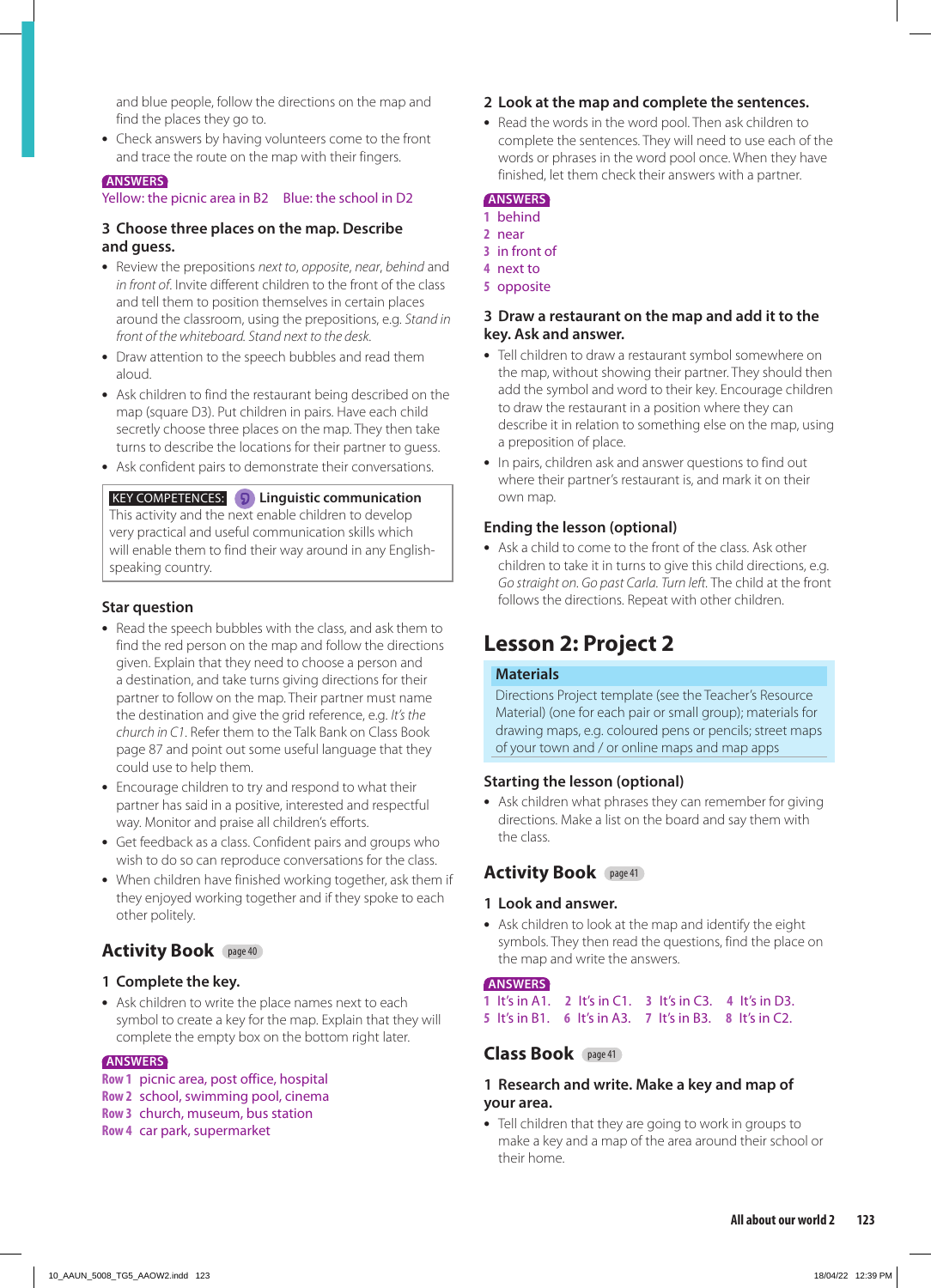and blue people, follow the directions on the map and find the places they go to.

- Check answers by having volunteers come to the front and trace the route on the map with their fingers.

**ANSWERS**
Yellow: the picnic area in B2  Blue: the school in D2

### 3 Choose three places on the map. Describe and guess.

- Review the prepositions *next to*, *opposite*, *near*, *behind* and *in front of*. Invite different children to the front of the class and tell them to position themselves in certain places around the classroom, using the prepositions, e.g. *Stand in front of the whiteboard. Stand next to the desk.*
- Draw attention to the speech bubbles and read them aloud.
- Ask children to find the restaurant being described on the map (square D3). Put children in pairs. Have each child secretly choose three places on the map. They then take turns to describe the locations for their partner to guess.
- Ask confident pairs to demonstrate their conversations.

> KEY COMPETENCES: **Linguistic communication**
> This activity and the next enable children to develop very practical and useful communication skills which will enable them to find their way around in any English-speaking country.

### Star question

- Read the speech bubbles with the class, and ask them to find the red person on the map and follow the directions given. Explain that they need to choose a person and a destination, and take turns giving directions for their partner to follow on the map. Their partner must name the destination and give the grid reference, e.g. *It's the church in C1*. Refer them to the Talk Bank on Class Book page 87 and point out some useful language that they could use to help them.
- Encourage children to try and respond to what their partner has said in a positive, interested and respectful way. Monitor and praise all children's efforts.
- Get feedback as a class. Confident pairs and groups who wish to do so can reproduce conversations for the class.
- When children have finished working together, ask them if they enjoyed working together and if they spoke to each other politely.

## Activity Book page 40

### 1 Complete the key.

- Ask children to write the place names next to each symbol to create a key for the map. Explain that they will complete the empty box on the bottom right later.

**ANSWERS**
Row 1 picnic area, post office, hospital
Row 2 school, swimming pool, cinema
Row 3 church, museum, bus station
Row 4 car park, supermarket

### 2 Look at the map and complete the sentences.

- Read the words in the word pool. Then ask children to complete the sentences. They will need to use each of the words or phrases in the word pool once. When they have finished, let them check their answers with a partner.

**ANSWERS**
1 behind
2 near
3 in front of
4 next to
5 opposite

### 3 Draw a restaurant on the map and add it to the key. Ask and answer.

- Tell children to draw a restaurant symbol somewhere on the map, without showing their partner. They should then add the symbol and word to their key. Encourage children to draw the restaurant in a position where they can describe it in relation to something else on the map, using a preposition of place.
- In pairs, children ask and answer questions to find out where their partner's restaurant is, and mark it on their own map.

### Ending the lesson (optional)

- Ask a child to come to the front of the class. Ask other children to take it in turns to give this child directions, e.g. *Go straight on. Go past Carla. Turn left.* The child at the front follows the directions. Repeat with other children.

# Lesson 2: Project 2

> **Materials**
> Directions Project template (see the Teacher's Resource Material) (one for each pair or small group); materials for drawing maps, e.g. coloured pens or pencils; street maps of your town and / or online maps and map apps

### Starting the lesson (optional)

- Ask children what phrases they can remember for giving directions. Make a list on the board and say them with the class.

## Activity Book page 41

### 1 Look and answer.

- Ask children to look at the map and identify the eight symbols. They then read the questions, find the place on the map and write the answers.

**ANSWERS**
1 It's in A1.  2 It's in C1.  3 It's in C3.  4 It's in D3.
5 It's in B1.  6 It's in A3.  7 It's in B3.  8 It's in C2.

## Class Book page 41

### 1 Research and write. Make a key and map of your area.

- Tell children that they are going to work in groups to make a key and a map of the area around their school or their home.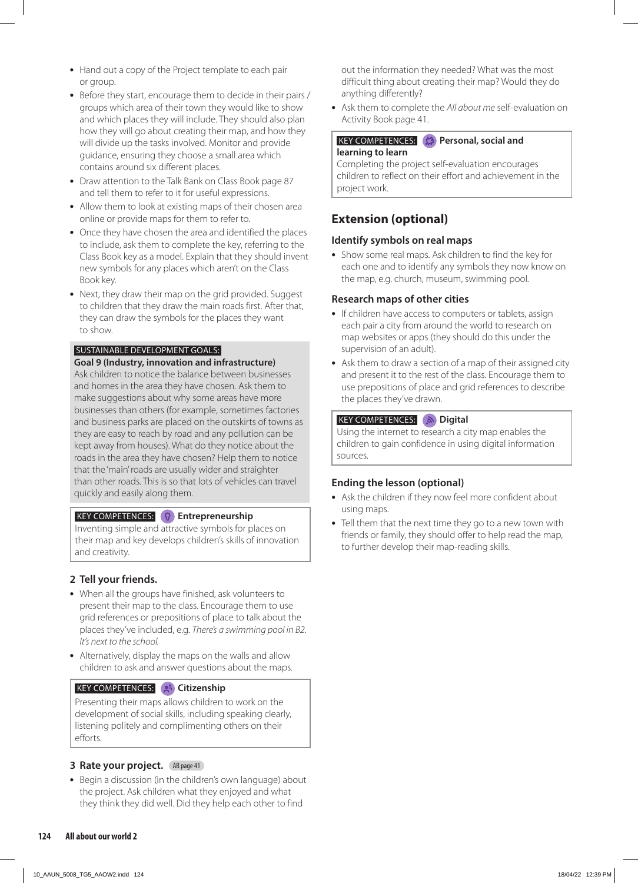- Hand out a copy of the Project template to each pair or group.
- Before they start, encourage them to decide in their pairs / groups which area of their town they would like to show and which places they will include. They should also plan how they will go about creating their map, and how they will divide up the tasks involved. Monitor and provide guidance, ensuring they choose a small area which contains around six different places.
- Draw attention to the Talk Bank on Class Book page 87 and tell them to refer to it for useful expressions.
- Allow them to look at existing maps of their chosen area online or provide maps for them to refer to.
- Once they have chosen the area and identified the places to include, ask them to complete the key, referring to the Class Book key as a model. Explain that they should invent new symbols for any places which aren't on the Class Book key.
- Next, they draw their map on the grid provided. Suggest to children that they draw the main roads first. After that, they can draw the symbols for the places they want to show.

SUSTAINABLE DEVELOPMENT GOALS:
**Goal 9 (Industry, innovation and infrastructure)**
Ask children to notice the balance between businesses and homes in the area they have chosen. Ask them to make suggestions about why some areas have more businesses than others (for example, sometimes factories and business parks are placed on the outskirts of towns as they are easy to reach by road and any pollution can be kept away from houses). What do they notice about the roads in the area they have chosen? Help them to notice that the 'main' roads are usually wider and straighter than other roads. This is so that lots of vehicles can travel quickly and easily along them.

KEY COMPETENCES: **Entrepreneurship**
Inventing simple and attractive symbols for places on their map and key develops children's skills of innovation and creativity.

### 2 Tell your friends.

- When all the groups have finished, ask volunteers to present their map to the class. Encourage them to use grid references or prepositions of place to talk about the places they've included, e.g. *There's a swimming pool in B2. It's next to the school.*
- Alternatively, display the maps on the walls and allow children to ask and answer questions about the maps.

KEY COMPETENCES: **Citizenship**
Presenting their maps allows children to work on the development of social skills, including speaking clearly, listening politely and complimenting others on their efforts.

### 3 Rate your project. AB page 41

- Begin a discussion (in the children's own language) about the project. Ask children what they enjoyed and what they think they did well. Did they help each other to find out the information they needed? What was the most difficult thing about creating their map? Would they do anything differently?
- Ask them to complete the *All about me* self-evaluation on Activity Book page 41.

KEY COMPETENCES: **Personal, social and learning to learn**
Completing the project self-evaluation encourages children to reflect on their effort and achievement in the project work.

## Extension (optional)

### Identify symbols on real maps

- Show some real maps. Ask children to find the key for each one and to identify any symbols they now know on the map, e.g. church, museum, swimming pool.

### Research maps of other cities

- If children have access to computers or tablets, assign each pair a city from around the world to research on map websites or apps (they should do this under the supervision of an adult).
- Ask them to draw a section of a map of their assigned city and present it to the rest of the class. Encourage them to use prepositions of place and grid references to describe the places they've drawn.

KEY COMPETENCES: **Digital**
Using the internet to research a city map enables the children to gain confidence in using digital information sources.

### Ending the lesson (optional)

- Ask the children if they now feel more confident about using maps.
- Tell them that the next time they go to a new town with friends or family, they should offer to help read the map, to further develop their map-reading skills.